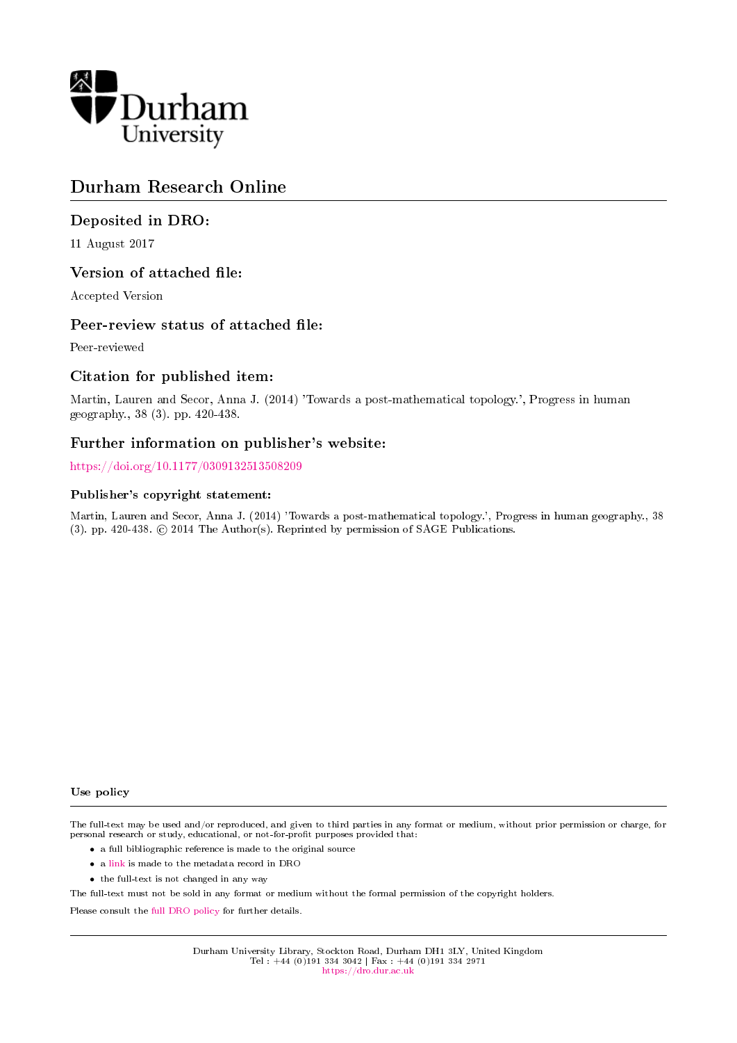Durham University

# Durham Research Online

## Deposited in DRO:

11 August 2017

## Version of attached file:

Accepted Version

## Peer-review status of attached file:

Peer-reviewed

## Citation for published item:

Martin, Lauren and Secor, Anna J. (2014) 'Towards a post-mathematical topology.', Progress in human geography., 38 (3). pp. 420-438.

## Further information on publisher's website:

https://doi.org/10.1177/0309132513508209

### Publisher's copyright statement:

Martin, Lauren and Secor, Anna J. (2014) 'Towards a post-mathematical topology.', Progress in human geography., 38 (3). pp. 420-438. © 2014 The Author(s). Reprinted by permission of SAGE Publications.

### Use policy

The full-text may be used and/or reproduced, and given to third parties in any format or medium, without prior permission or charge, for personal research or study, educational, or not-for-profit purposes provided that:

- a full bibliographic reference is made to the original source
- a link is made to the metadata record in DRO
- the full-text is not changed in any way

The full-text must not be sold in any format or medium without the formal permission of the copyright holders.

Please consult the full DRO policy for further details.

Durham University Library, Stockton Road, Durham DH1 3LY, United Kingdom
Tel : +44 (0)191 334 3042 | Fax : +44 (0)191 334 2971
https://dro.dur.ac.uk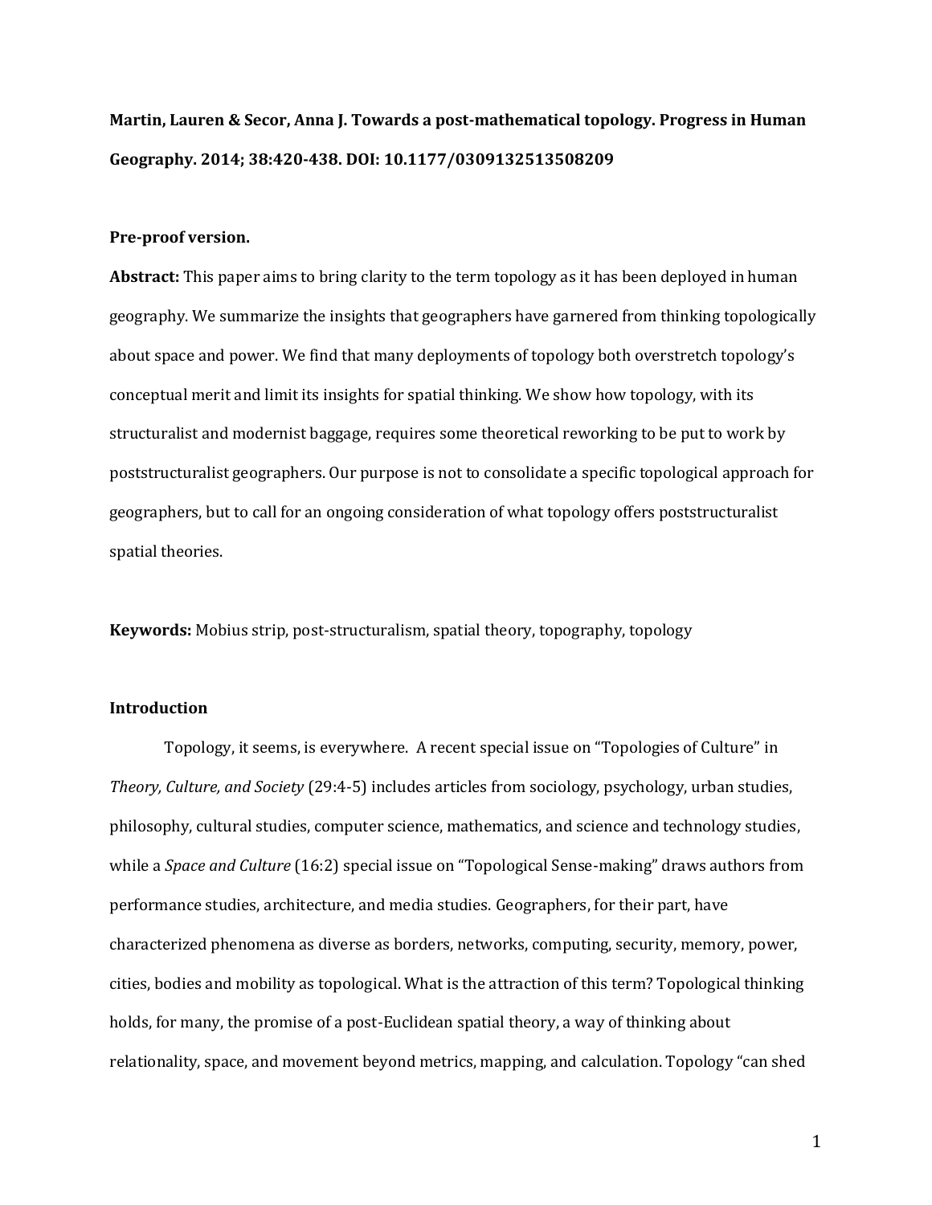**Martin, Lauren & Secor, Anna J. Towards a post-mathematical topology. Progress in Human Geography. 2014; 38:420-438. DOI: 10.1177/0309132513508209**

**Pre-proof version.**

**Abstract:** This paper aims to bring clarity to the term topology as it has been deployed in human geography. We summarize the insights that geographers have garnered from thinking topologically about space and power. We find that many deployments of topology both overstretch topology's conceptual merit and limit its insights for spatial thinking. We show how topology, with its structuralist and modernist baggage, requires some theoretical reworking to be put to work by poststructuralist geographers. Our purpose is not to consolidate a specific topological approach for geographers, but to call for an ongoing consideration of what topology offers poststructuralist spatial theories.

**Keywords:** Mobius strip, post-structuralism, spatial theory, topography, topology

## Introduction

Topology, it seems, is everywhere. A recent special issue on "Topologies of Culture" in *Theory, Culture, and Society* (29:4-5) includes articles from sociology, psychology, urban studies, philosophy, cultural studies, computer science, mathematics, and science and technology studies, while a *Space and Culture* (16:2) special issue on "Topological Sense-making" draws authors from performance studies, architecture, and media studies. Geographers, for their part, have characterized phenomena as diverse as borders, networks, computing, security, memory, power, cities, bodies and mobility as topological. What is the attraction of this term? Topological thinking holds, for many, the promise of a post-Euclidean spatial theory, a way of thinking about relationality, space, and movement beyond metrics, mapping, and calculation. Topology "can shed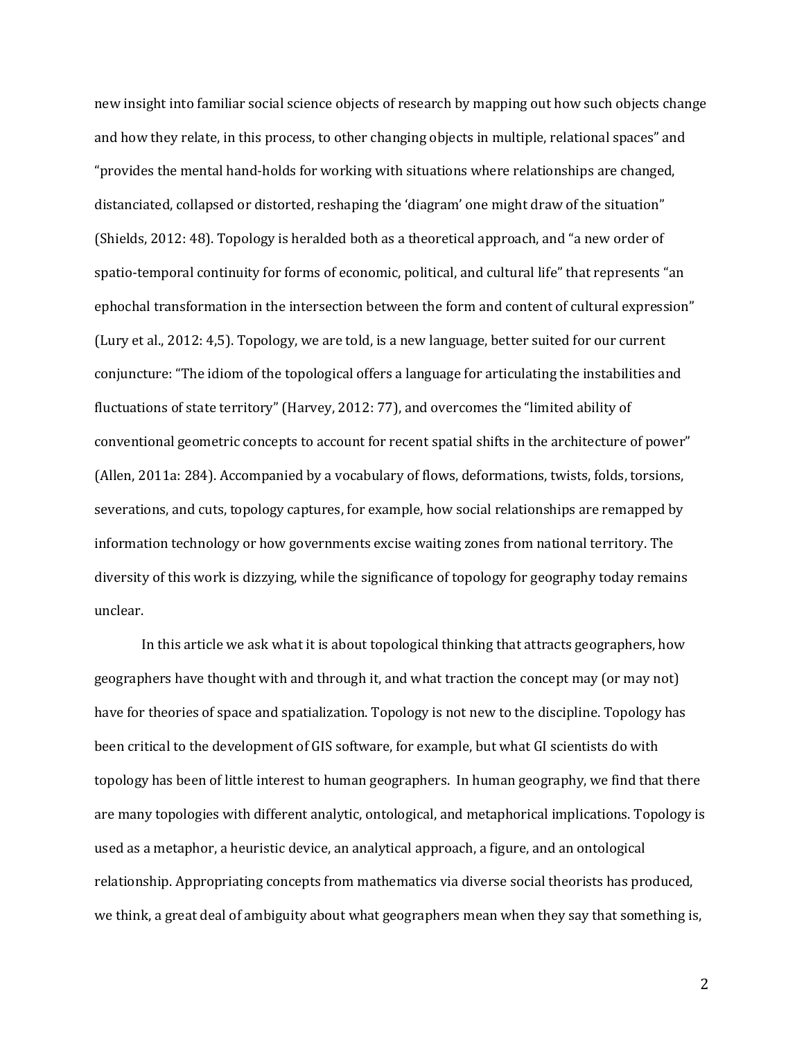new insight into familiar social science objects of research by mapping out how such objects change and how they relate, in this process, to other changing objects in multiple, relational spaces" and "provides the mental hand-holds for working with situations where relationships are changed, distanciated, collapsed or distorted, reshaping the 'diagram' one might draw of the situation" (Shields, 2012: 48). Topology is heralded both as a theoretical approach, and "a new order of spatio-temporal continuity for forms of economic, political, and cultural life" that represents "an ephochal transformation in the intersection between the form and content of cultural expression" (Lury et al., 2012: 4,5). Topology, we are told, is a new language, better suited for our current conjuncture: "The idiom of the topological offers a language for articulating the instabilities and fluctuations of state territory" (Harvey, 2012: 77), and overcomes the "limited ability of conventional geometric concepts to account for recent spatial shifts in the architecture of power" (Allen, 2011a: 284). Accompanied by a vocabulary of flows, deformations, twists, folds, torsions, severations, and cuts, topology captures, for example, how social relationships are remapped by information technology or how governments excise waiting zones from national territory. The diversity of this work is dizzying, while the significance of topology for geography today remains unclear.

In this article we ask what it is about topological thinking that attracts geographers, how geographers have thought with and through it, and what traction the concept may (or may not) have for theories of space and spatialization. Topology is not new to the discipline. Topology has been critical to the development of GIS software, for example, but what GI scientists do with topology has been of little interest to human geographers. In human geography, we find that there are many topologies with different analytic, ontological, and metaphorical implications. Topology is used as a metaphor, a heuristic device, an analytical approach, a figure, and an ontological relationship. Appropriating concepts from mathematics via diverse social theorists has produced, we think, a great deal of ambiguity about what geographers mean when they say that something is,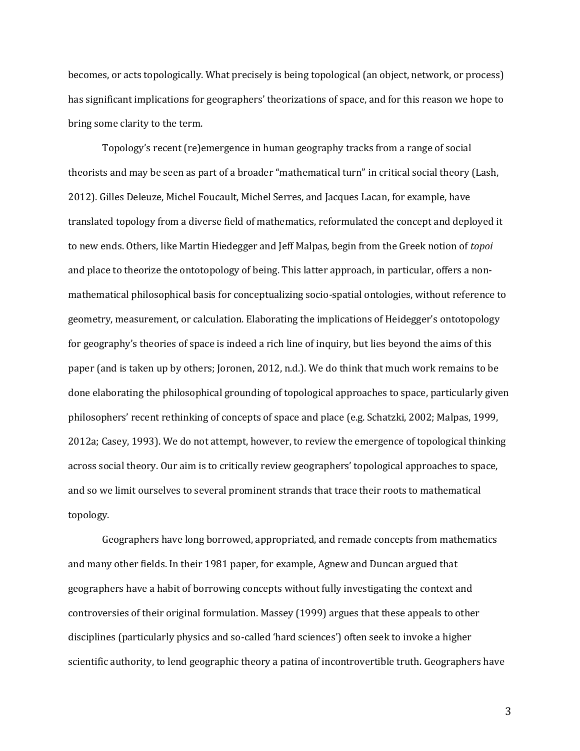becomes, or acts topologically. What precisely is being topological (an object, network, or process) has significant implications for geographers' theorizations of space, and for this reason we hope to bring some clarity to the term.

Topology's recent (re)emergence in human geography tracks from a range of social theorists and may be seen as part of a broader "mathematical turn" in critical social theory (Lash, 2012). Gilles Deleuze, Michel Foucault, Michel Serres, and Jacques Lacan, for example, have translated topology from a diverse field of mathematics, reformulated the concept and deployed it to new ends. Others, like Martin Hiedegger and Jeff Malpas, begin from the Greek notion of *topoi* and place to theorize the ontotopology of being. This latter approach, in particular, offers a non-mathematical philosophical basis for conceptualizing socio-spatial ontologies, without reference to geometry, measurement, or calculation. Elaborating the implications of Heidegger's ontotopology for geography's theories of space is indeed a rich line of inquiry, but lies beyond the aims of this paper (and is taken up by others; Joronen, 2012, n.d.). We do think that much work remains to be done elaborating the philosophical grounding of topological approaches to space, particularly given philosophers' recent rethinking of concepts of space and place (e.g. Schatzki, 2002; Malpas, 1999, 2012a; Casey, 1993). We do not attempt, however, to review the emergence of topological thinking across social theory. Our aim is to critically review geographers' topological approaches to space, and so we limit ourselves to several prominent strands that trace their roots to mathematical topology.

Geographers have long borrowed, appropriated, and remade concepts from mathematics and many other fields. In their 1981 paper, for example, Agnew and Duncan argued that geographers have a habit of borrowing concepts without fully investigating the context and controversies of their original formulation. Massey (1999) argues that these appeals to other disciplines (particularly physics and so-called 'hard sciences') often seek to invoke a higher scientific authority, to lend geographic theory a patina of incontrovertible truth. Geographers have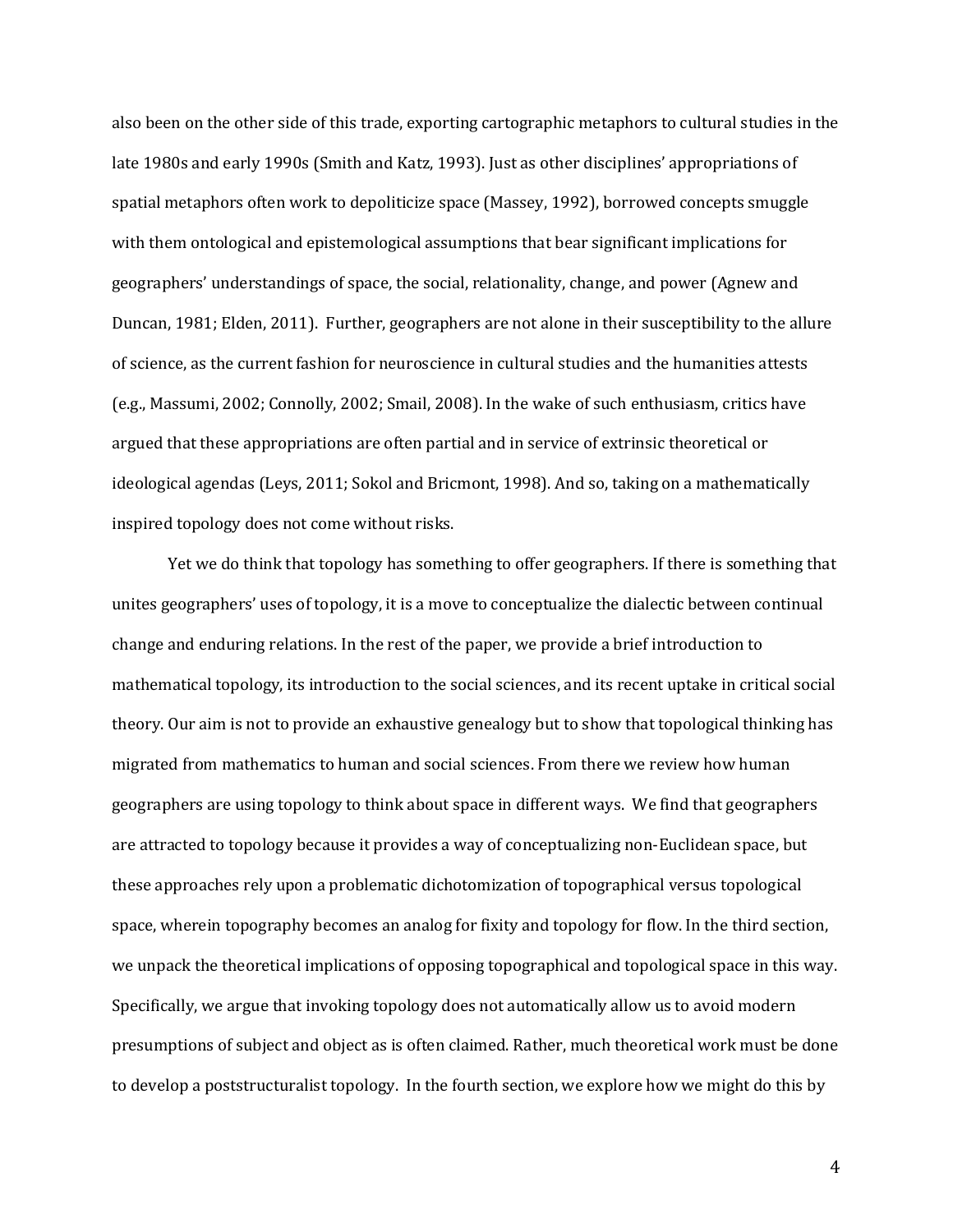also been on the other side of this trade, exporting cartographic metaphors to cultural studies in the late 1980s and early 1990s (Smith and Katz, 1993). Just as other disciplines' appropriations of spatial metaphors often work to depoliticize space (Massey, 1992), borrowed concepts smuggle with them ontological and epistemological assumptions that bear significant implications for geographers' understandings of space, the social, relationality, change, and power (Agnew and Duncan, 1981; Elden, 2011). Further, geographers are not alone in their susceptibility to the allure of science, as the current fashion for neuroscience in cultural studies and the humanities attests (e.g., Massumi, 2002; Connolly, 2002; Smail, 2008). In the wake of such enthusiasm, critics have argued that these appropriations are often partial and in service of extrinsic theoretical or ideological agendas (Leys, 2011; Sokol and Bricmont, 1998). And so, taking on a mathematically inspired topology does not come without risks.

Yet we do think that topology has something to offer geographers. If there is something that unites geographers' uses of topology, it is a move to conceptualize the dialectic between continual change and enduring relations. In the rest of the paper, we provide a brief introduction to mathematical topology, its introduction to the social sciences, and its recent uptake in critical social theory. Our aim is not to provide an exhaustive genealogy but to show that topological thinking has migrated from mathematics to human and social sciences. From there we review how human geographers are using topology to think about space in different ways. We find that geographers are attracted to topology because it provides a way of conceptualizing non-Euclidean space, but these approaches rely upon a problematic dichotomization of topographical versus topological space, wherein topography becomes an analog for fixity and topology for flow. In the third section, we unpack the theoretical implications of opposing topographical and topological space in this way. Specifically, we argue that invoking topology does not automatically allow us to avoid modern presumptions of subject and object as is often claimed. Rather, much theoretical work must be done to develop a poststructuralist topology. In the fourth section, we explore how we might do this by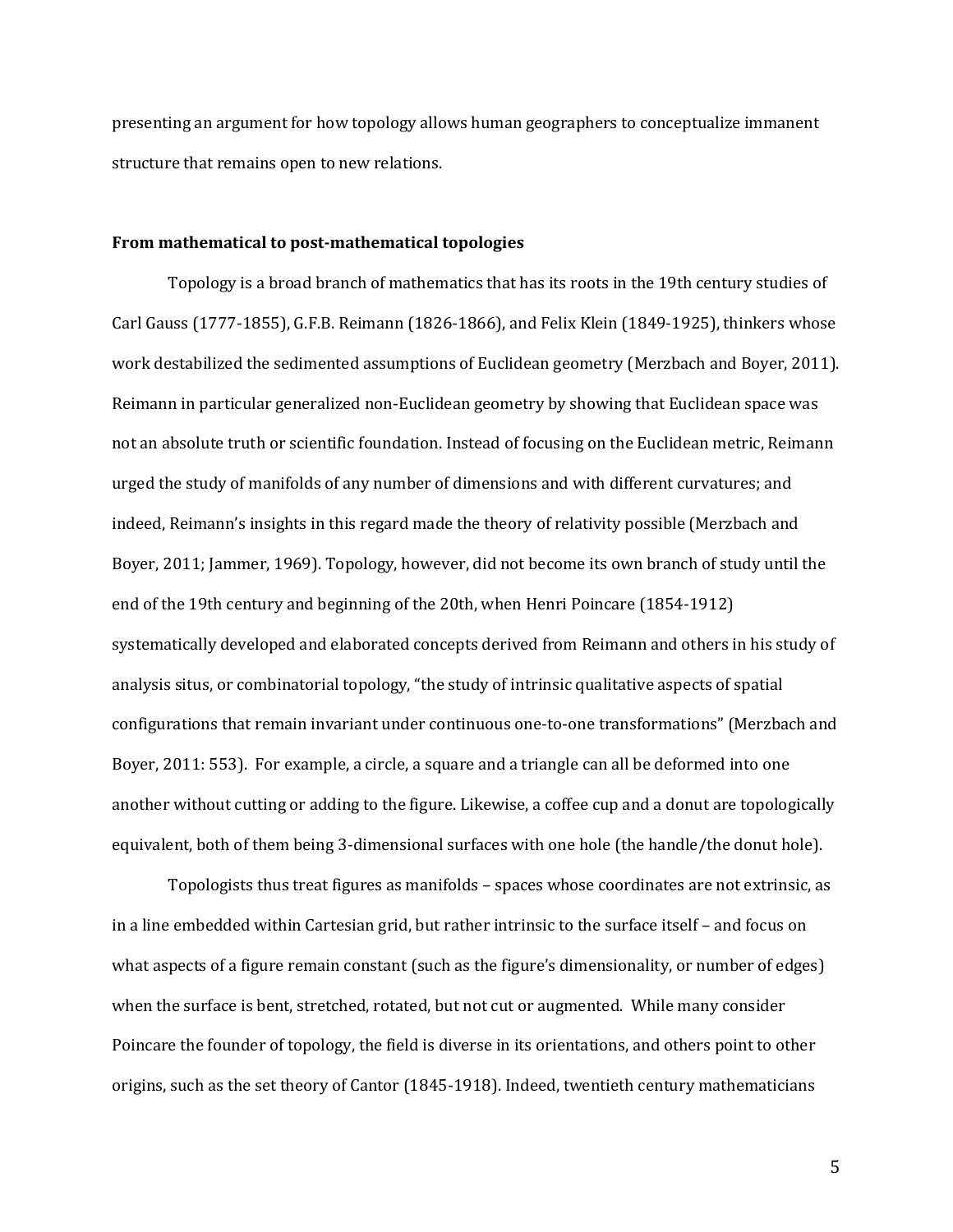presenting an argument for how topology allows human geographers to conceptualize immanent structure that remains open to new relations.

### From mathematical to post-mathematical topologies

Topology is a broad branch of mathematics that has its roots in the 19th century studies of Carl Gauss (1777-1855), G.F.B. Reimann (1826-1866), and Felix Klein (1849-1925), thinkers whose work destabilized the sedimented assumptions of Euclidean geometry (Merzbach and Boyer, 2011). Reimann in particular generalized non-Euclidean geometry by showing that Euclidean space was not an absolute truth or scientific foundation. Instead of focusing on the Euclidean metric, Reimann urged the study of manifolds of any number of dimensions and with different curvatures; and indeed, Reimann's insights in this regard made the theory of relativity possible (Merzbach and Boyer, 2011; Jammer, 1969). Topology, however, did not become its own branch of study until the end of the 19th century and beginning of the 20th, when Henri Poincare (1854-1912) systematically developed and elaborated concepts derived from Reimann and others in his study of analysis situs, or combinatorial topology, "the study of intrinsic qualitative aspects of spatial configurations that remain invariant under continuous one-to-one transformations" (Merzbach and Boyer, 2011: 553). For example, a circle, a square and a triangle can all be deformed into one another without cutting or adding to the figure. Likewise, a coffee cup and a donut are topologically equivalent, both of them being 3-dimensional surfaces with one hole (the handle/the donut hole).

Topologists thus treat figures as manifolds – spaces whose coordinates are not extrinsic, as in a line embedded within Cartesian grid, but rather intrinsic to the surface itself – and focus on what aspects of a figure remain constant (such as the figure's dimensionality, or number of edges) when the surface is bent, stretched, rotated, but not cut or augmented. While many consider Poincare the founder of topology, the field is diverse in its orientations, and others point to other origins, such as the set theory of Cantor (1845-1918). Indeed, twentieth century mathematicians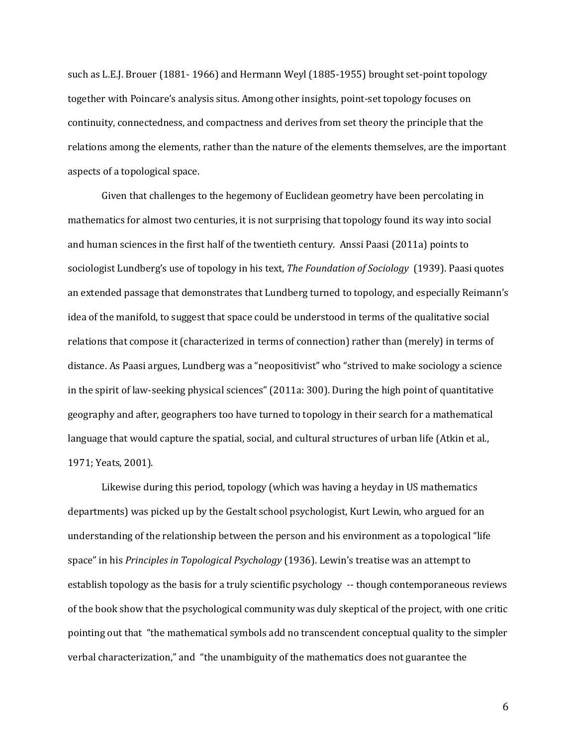such as L.E.J. Brouer (1881- 1966) and Hermann Weyl (1885-1955) brought set-point topology together with Poincare's analysis situs. Among other insights, point-set topology focuses on continuity, connectedness, and compactness and derives from set theory the principle that the relations among the elements, rather than the nature of the elements themselves, are the important aspects of a topological space.

Given that challenges to the hegemony of Euclidean geometry have been percolating in mathematics for almost two centuries, it is not surprising that topology found its way into social and human sciences in the first half of the twentieth century. Anssi Paasi (2011a) points to sociologist Lundberg's use of topology in his text, *The Foundation of Sociology* (1939). Paasi quotes an extended passage that demonstrates that Lundberg turned to topology, and especially Reimann's idea of the manifold, to suggest that space could be understood in terms of the qualitative social relations that compose it (characterized in terms of connection) rather than (merely) in terms of distance. As Paasi argues, Lundberg was a "neopositivist" who "strived to make sociology a science in the spirit of law-seeking physical sciences" (2011a: 300). During the high point of quantitative geography and after, geographers too have turned to topology in their search for a mathematical language that would capture the spatial, social, and cultural structures of urban life (Atkin et al., 1971; Yeats, 2001).

Likewise during this period, topology (which was having a heyday in US mathematics departments) was picked up by the Gestalt school psychologist, Kurt Lewin, who argued for an understanding of the relationship between the person and his environment as a topological "life space" in his *Principles in Topological Psychology* (1936). Lewin's treatise was an attempt to establish topology as the basis for a truly scientific psychology -- though contemporaneous reviews of the book show that the psychological community was duly skeptical of the project, with one critic pointing out that "the mathematical symbols add no transcendent conceptual quality to the simpler verbal characterization," and "the unambiguity of the mathematics does not guarantee the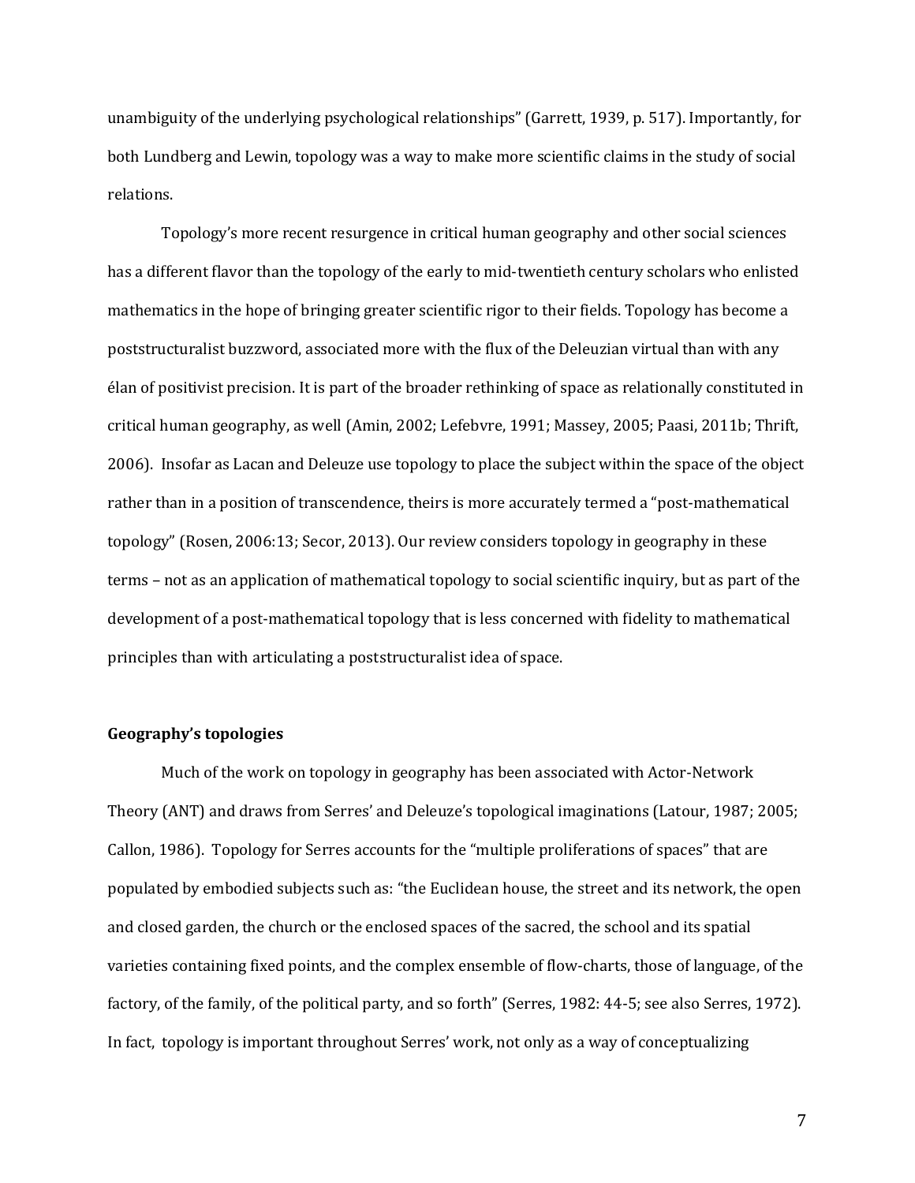unambiguity of the underlying psychological relationships" (Garrett, 1939, p. 517). Importantly, for both Lundberg and Lewin, topology was a way to make more scientific claims in the study of social relations.

Topology's more recent resurgence in critical human geography and other social sciences has a different flavor than the topology of the early to mid-twentieth century scholars who enlisted mathematics in the hope of bringing greater scientific rigor to their fields. Topology has become a poststructuralist buzzword, associated more with the flux of the Deleuzian virtual than with any élan of positivist precision. It is part of the broader rethinking of space as relationally constituted in critical human geography, as well (Amin, 2002; Lefebvre, 1991; Massey, 2005; Paasi, 2011b; Thrift, 2006). Insofar as Lacan and Deleuze use topology to place the subject within the space of the object rather than in a position of transcendence, theirs is more accurately termed a "post-mathematical topology" (Rosen, 2006:13; Secor, 2013). Our review considers topology in geography in these terms – not as an application of mathematical topology to social scientific inquiry, but as part of the development of a post-mathematical topology that is less concerned with fidelity to mathematical principles than with articulating a poststructuralist idea of space.

### Geography's topologies

Much of the work on topology in geography has been associated with Actor-Network Theory (ANT) and draws from Serres' and Deleuze's topological imaginations (Latour, 1987; 2005; Callon, 1986). Topology for Serres accounts for the "multiple proliferations of spaces" that are populated by embodied subjects such as: "the Euclidean house, the street and its network, the open and closed garden, the church or the enclosed spaces of the sacred, the school and its spatial varieties containing fixed points, and the complex ensemble of flow-charts, those of language, of the factory, of the family, of the political party, and so forth" (Serres, 1982: 44-5; see also Serres, 1972). In fact, topology is important throughout Serres' work, not only as a way of conceptualizing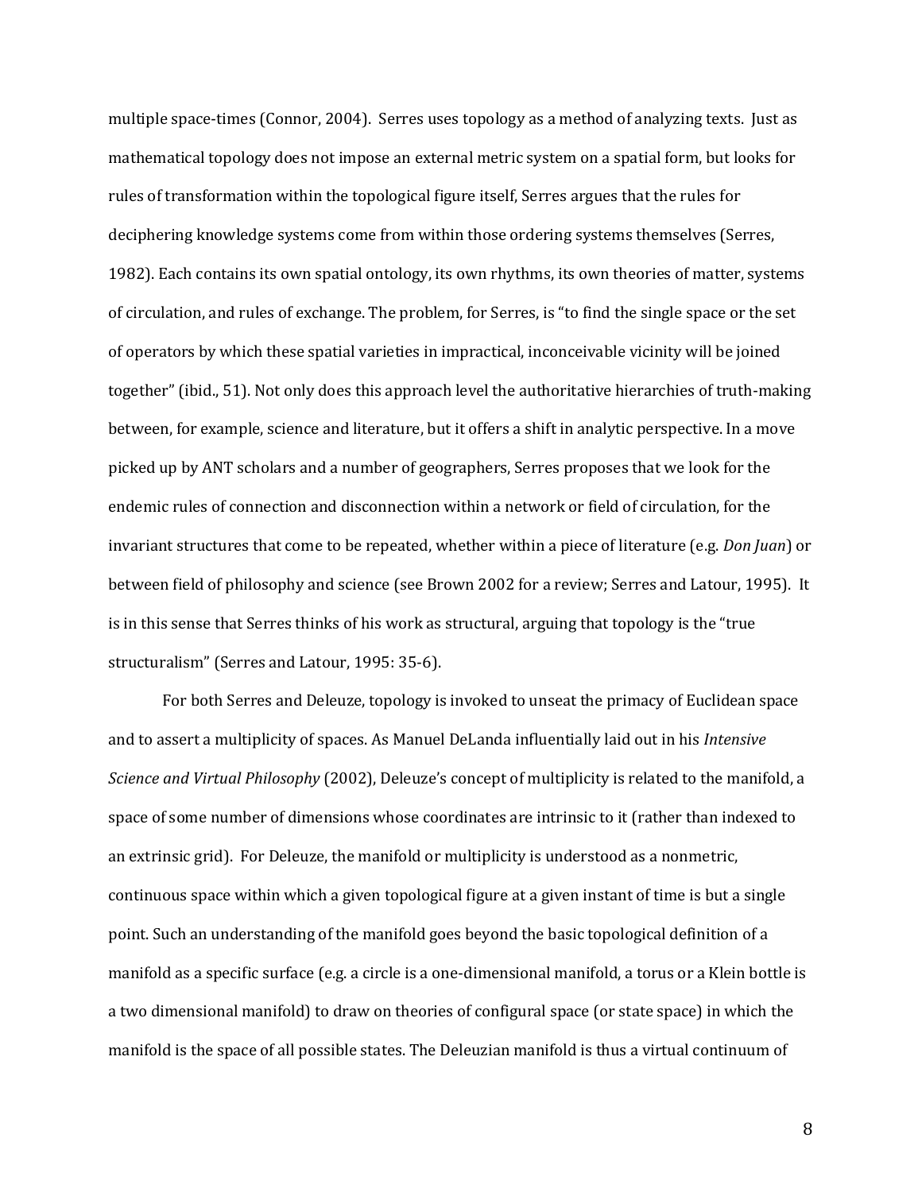multiple space-times (Connor, 2004). Serres uses topology as a method of analyzing texts. Just as mathematical topology does not impose an external metric system on a spatial form, but looks for rules of transformation within the topological figure itself, Serres argues that the rules for deciphering knowledge systems come from within those ordering systems themselves (Serres, 1982). Each contains its own spatial ontology, its own rhythms, its own theories of matter, systems of circulation, and rules of exchange. The problem, for Serres, is "to find the single space or the set of operators by which these spatial varieties in impractical, inconceivable vicinity will be joined together" (ibid., 51). Not only does this approach level the authoritative hierarchies of truth-making between, for example, science and literature, but it offers a shift in analytic perspective. In a move picked up by ANT scholars and a number of geographers, Serres proposes that we look for the endemic rules of connection and disconnection within a network or field of circulation, for the invariant structures that come to be repeated, whether within a piece of literature (e.g. *Don Juan*) or between field of philosophy and science (see Brown 2002 for a review; Serres and Latour, 1995). It is in this sense that Serres thinks of his work as structural, arguing that topology is the "true structuralism" (Serres and Latour, 1995: 35-6).

For both Serres and Deleuze, topology is invoked to unseat the primacy of Euclidean space and to assert a multiplicity of spaces. As Manuel DeLanda influentially laid out in his *Intensive Science and Virtual Philosophy* (2002), Deleuze's concept of multiplicity is related to the manifold, a space of some number of dimensions whose coordinates are intrinsic to it (rather than indexed to an extrinsic grid). For Deleuze, the manifold or multiplicity is understood as a nonmetric, continuous space within which a given topological figure at a given instant of time is but a single point. Such an understanding of the manifold goes beyond the basic topological definition of a manifold as a specific surface (e.g. a circle is a one-dimensional manifold, a torus or a Klein bottle is a two dimensional manifold) to draw on theories of configural space (or state space) in which the manifold is the space of all possible states. The Deleuzian manifold is thus a virtual continuum of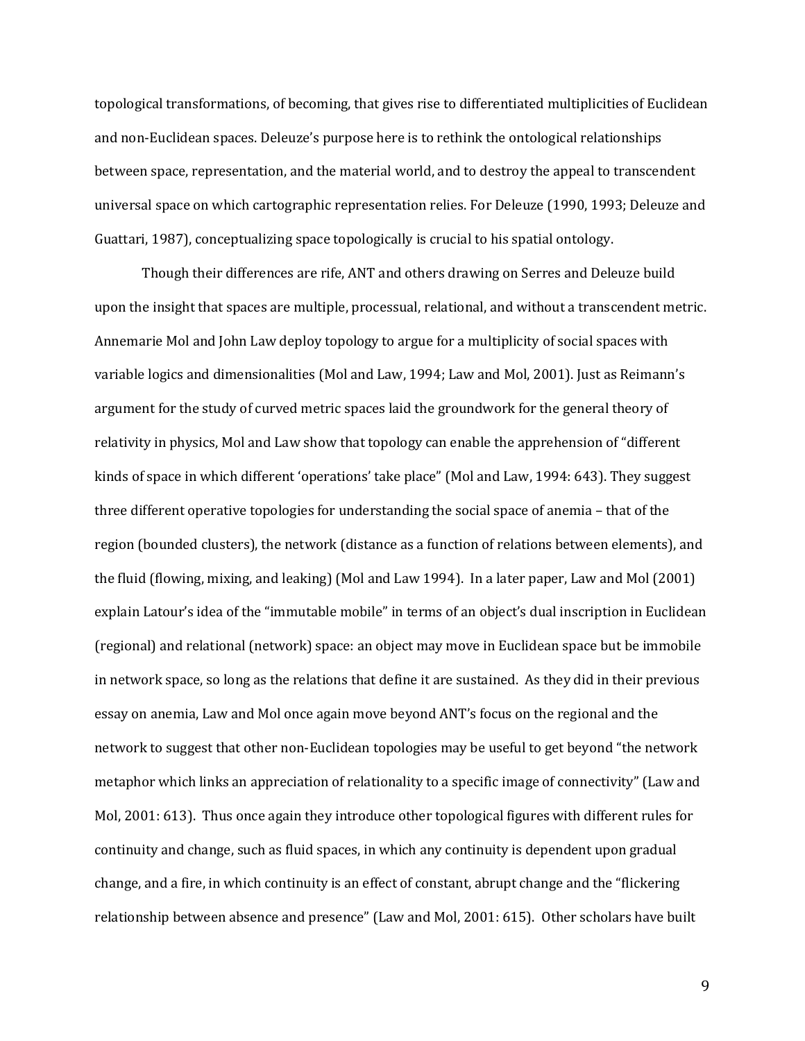topological transformations, of becoming, that gives rise to differentiated multiplicities of Euclidean and non-Euclidean spaces. Deleuze's purpose here is to rethink the ontological relationships between space, representation, and the material world, and to destroy the appeal to transcendent universal space on which cartographic representation relies. For Deleuze (1990, 1993; Deleuze and Guattari, 1987), conceptualizing space topologically is crucial to his spatial ontology.

Though their differences are rife, ANT and others drawing on Serres and Deleuze build upon the insight that spaces are multiple, processual, relational, and without a transcendent metric. Annemarie Mol and John Law deploy topology to argue for a multiplicity of social spaces with variable logics and dimensionalities (Mol and Law, 1994; Law and Mol, 2001). Just as Reimann's argument for the study of curved metric spaces laid the groundwork for the general theory of relativity in physics, Mol and Law show that topology can enable the apprehension of "different kinds of space in which different 'operations' take place" (Mol and Law, 1994: 643). They suggest three different operative topologies for understanding the social space of anemia – that of the region (bounded clusters), the network (distance as a function of relations between elements), and the fluid (flowing, mixing, and leaking) (Mol and Law 1994). In a later paper, Law and Mol (2001) explain Latour's idea of the "immutable mobile" in terms of an object's dual inscription in Euclidean (regional) and relational (network) space: an object may move in Euclidean space but be immobile in network space, so long as the relations that define it are sustained. As they did in their previous essay on anemia, Law and Mol once again move beyond ANT's focus on the regional and the network to suggest that other non-Euclidean topologies may be useful to get beyond "the network metaphor which links an appreciation of relationality to a specific image of connectivity" (Law and Mol, 2001: 613). Thus once again they introduce other topological figures with different rules for continuity and change, such as fluid spaces, in which any continuity is dependent upon gradual change, and a fire, in which continuity is an effect of constant, abrupt change and the "flickering relationship between absence and presence" (Law and Mol, 2001: 615). Other scholars have built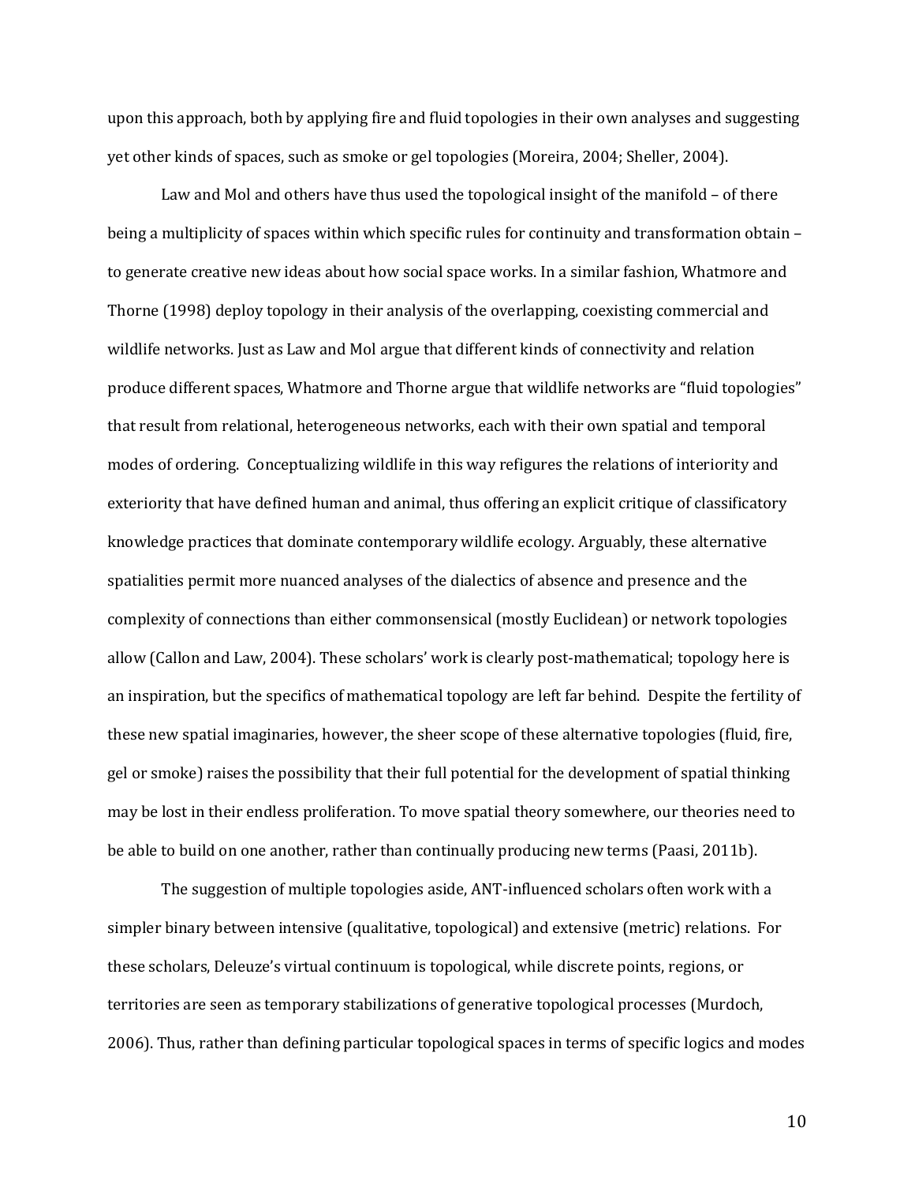upon this approach, both by applying fire and fluid topologies in their own analyses and suggesting yet other kinds of spaces, such as smoke or gel topologies (Moreira, 2004; Sheller, 2004).

Law and Mol and others have thus used the topological insight of the manifold – of there being a multiplicity of spaces within which specific rules for continuity and transformation obtain – to generate creative new ideas about how social space works. In a similar fashion, Whatmore and Thorne (1998) deploy topology in their analysis of the overlapping, coexisting commercial and wildlife networks. Just as Law and Mol argue that different kinds of connectivity and relation produce different spaces, Whatmore and Thorne argue that wildlife networks are "fluid topologies" that result from relational, heterogeneous networks, each with their own spatial and temporal modes of ordering. Conceptualizing wildlife in this way refigures the relations of interiority and exteriority that have defined human and animal, thus offering an explicit critique of classificatory knowledge practices that dominate contemporary wildlife ecology. Arguably, these alternative spatialities permit more nuanced analyses of the dialectics of absence and presence and the complexity of connections than either commonsensical (mostly Euclidean) or network topologies allow (Callon and Law, 2004). These scholars' work is clearly post-mathematical; topology here is an inspiration, but the specifics of mathematical topology are left far behind. Despite the fertility of these new spatial imaginaries, however, the sheer scope of these alternative topologies (fluid, fire, gel or smoke) raises the possibility that their full potential for the development of spatial thinking may be lost in their endless proliferation. To move spatial theory somewhere, our theories need to be able to build on one another, rather than continually producing new terms (Paasi, 2011b).

The suggestion of multiple topologies aside, ANT-influenced scholars often work with a simpler binary between intensive (qualitative, topological) and extensive (metric) relations. For these scholars, Deleuze's virtual continuum is topological, while discrete points, regions, or territories are seen as temporary stabilizations of generative topological processes (Murdoch, 2006). Thus, rather than defining particular topological spaces in terms of specific logics and modes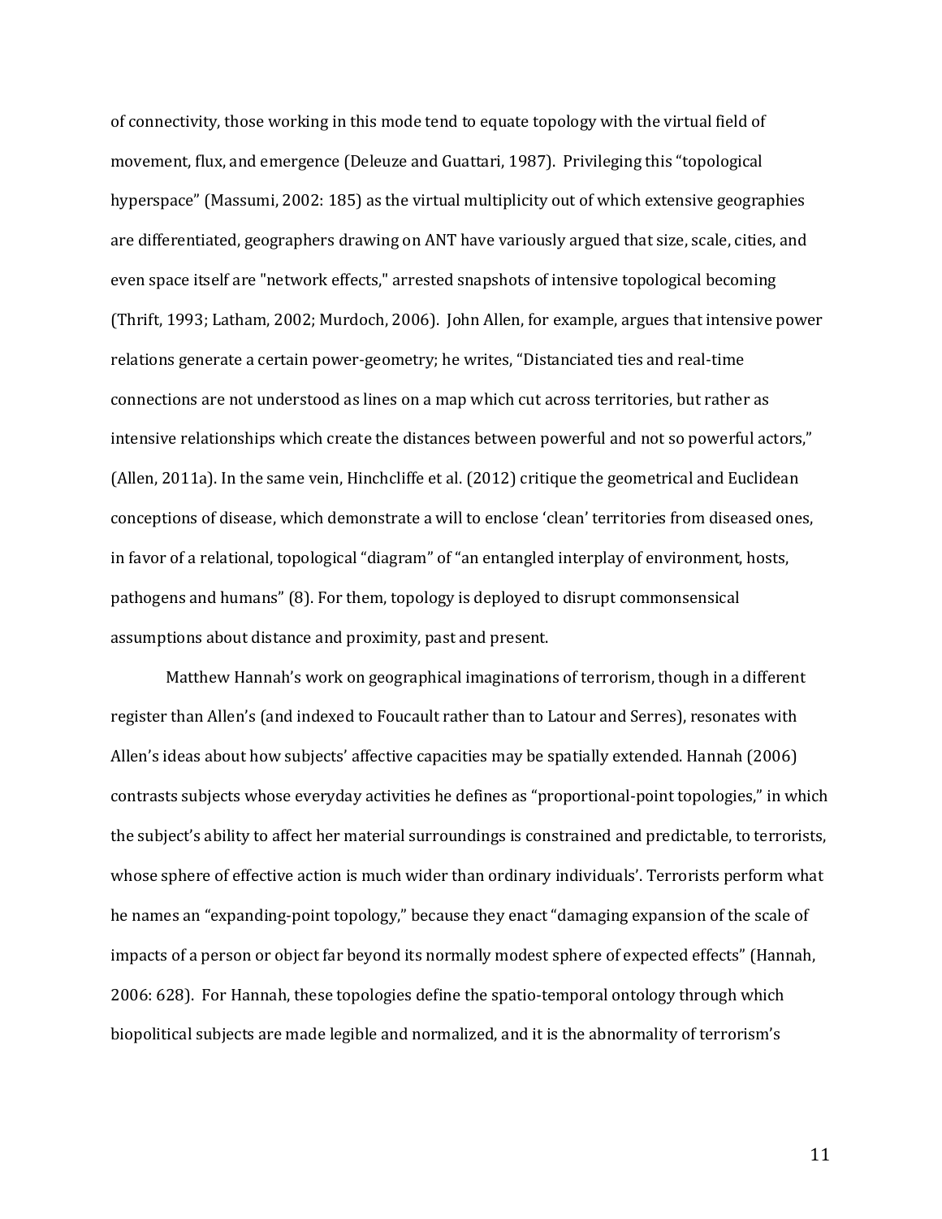of connectivity, those working in this mode tend to equate topology with the virtual field of movement, flux, and emergence (Deleuze and Guattari, 1987). Privileging this "topological hyperspace" (Massumi, 2002: 185) as the virtual multiplicity out of which extensive geographies are differentiated, geographers drawing on ANT have variously argued that size, scale, cities, and even space itself are "network effects," arrested snapshots of intensive topological becoming (Thrift, 1993; Latham, 2002; Murdoch, 2006). John Allen, for example, argues that intensive power relations generate a certain power-geometry; he writes, "Distanciated ties and real-time connections are not understood as lines on a map which cut across territories, but rather as intensive relationships which create the distances between powerful and not so powerful actors," (Allen, 2011a). In the same vein, Hinchcliffe et al. (2012) critique the geometrical and Euclidean conceptions of disease, which demonstrate a will to enclose 'clean' territories from diseased ones, in favor of a relational, topological "diagram" of "an entangled interplay of environment, hosts, pathogens and humans" (8). For them, topology is deployed to disrupt commonsensical assumptions about distance and proximity, past and present.

Matthew Hannah's work on geographical imaginations of terrorism, though in a different register than Allen's (and indexed to Foucault rather than to Latour and Serres), resonates with Allen's ideas about how subjects' affective capacities may be spatially extended. Hannah (2006) contrasts subjects whose everyday activities he defines as "proportional-point topologies," in which the subject's ability to affect her material surroundings is constrained and predictable, to terrorists, whose sphere of effective action is much wider than ordinary individuals'. Terrorists perform what he names an "expanding-point topology," because they enact "damaging expansion of the scale of impacts of a person or object far beyond its normally modest sphere of expected effects" (Hannah, 2006: 628). For Hannah, these topologies define the spatio-temporal ontology through which biopolitical subjects are made legible and normalized, and it is the abnormality of terrorism's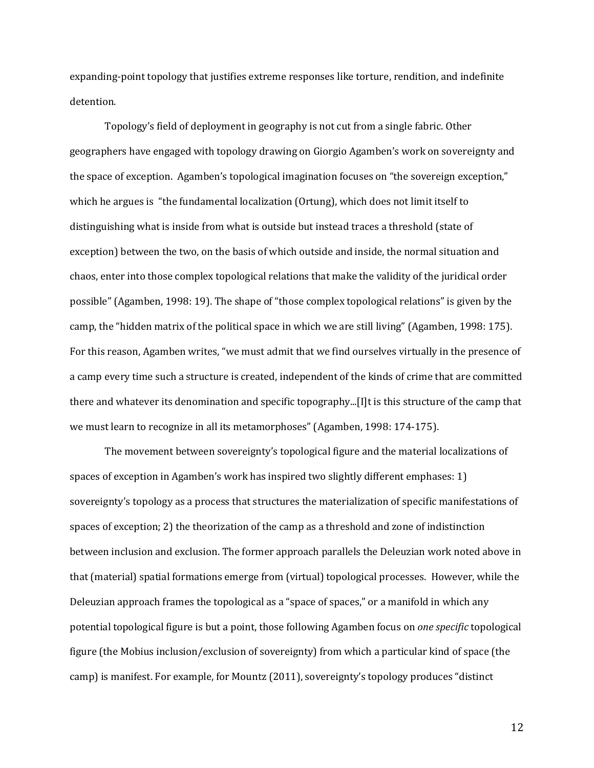expanding-point topology that justifies extreme responses like torture, rendition, and indefinite detention.

Topology's field of deployment in geography is not cut from a single fabric. Other geographers have engaged with topology drawing on Giorgio Agamben's work on sovereignty and the space of exception. Agamben's topological imagination focuses on "the sovereign exception," which he argues is "the fundamental localization (Ortung), which does not limit itself to distinguishing what is inside from what is outside but instead traces a threshold (state of exception) between the two, on the basis of which outside and inside, the normal situation and chaos, enter into those complex topological relations that make the validity of the juridical order possible" (Agamben, 1998: 19). The shape of "those complex topological relations" is given by the camp, the "hidden matrix of the political space in which we are still living" (Agamben, 1998: 175). For this reason, Agamben writes, "we must admit that we find ourselves virtually in the presence of a camp every time such a structure is created, independent of the kinds of crime that are committed there and whatever its denomination and specific topography...[I]t is this structure of the camp that we must learn to recognize in all its metamorphoses" (Agamben, 1998: 174-175).

The movement between sovereignty's topological figure and the material localizations of spaces of exception in Agamben's work has inspired two slightly different emphases: 1) sovereignty's topology as a process that structures the materialization of specific manifestations of spaces of exception; 2) the theorization of the camp as a threshold and zone of indistinction between inclusion and exclusion. The former approach parallels the Deleuzian work noted above in that (material) spatial formations emerge from (virtual) topological processes. However, while the Deleuzian approach frames the topological as a "space of spaces," or a manifold in which any potential topological figure is but a point, those following Agamben focus on *one specific* topological figure (the Mobius inclusion/exclusion of sovereignty) from which a particular kind of space (the camp) is manifest. For example, for Mountz (2011), sovereignty's topology produces "distinct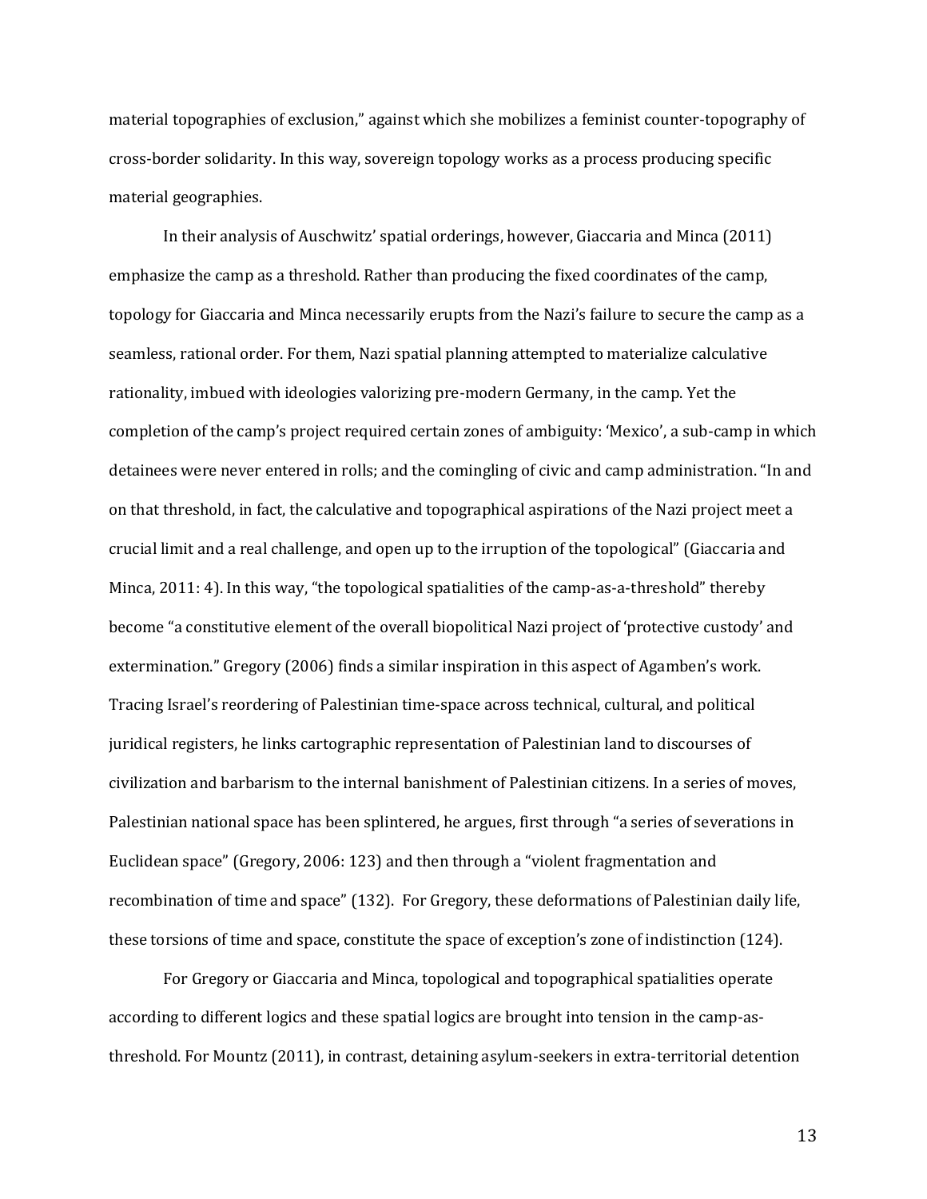material topographies of exclusion," against which she mobilizes a feminist counter-topography of cross-border solidarity. In this way, sovereign topology works as a process producing specific material geographies.

In their analysis of Auschwitz' spatial orderings, however, Giaccaria and Minca (2011) emphasize the camp as a threshold. Rather than producing the fixed coordinates of the camp, topology for Giaccaria and Minca necessarily erupts from the Nazi's failure to secure the camp as a seamless, rational order. For them, Nazi spatial planning attempted to materialize calculative rationality, imbued with ideologies valorizing pre-modern Germany, in the camp. Yet the completion of the camp's project required certain zones of ambiguity: 'Mexico', a sub-camp in which detainees were never entered in rolls; and the comingling of civic and camp administration. "In and on that threshold, in fact, the calculative and topographical aspirations of the Nazi project meet a crucial limit and a real challenge, and open up to the irruption of the topological" (Giaccaria and Minca, 2011: 4). In this way, "the topological spatialities of the camp-as-a-threshold" thereby become "a constitutive element of the overall biopolitical Nazi project of 'protective custody' and extermination." Gregory (2006) finds a similar inspiration in this aspect of Agamben's work. Tracing Israel's reordering of Palestinian time-space across technical, cultural, and political juridical registers, he links cartographic representation of Palestinian land to discourses of civilization and barbarism to the internal banishment of Palestinian citizens. In a series of moves, Palestinian national space has been splintered, he argues, first through "a series of severations in Euclidean space" (Gregory, 2006: 123) and then through a "violent fragmentation and recombination of time and space" (132). For Gregory, these deformations of Palestinian daily life, these torsions of time and space, constitute the space of exception's zone of indistinction (124).

For Gregory or Giaccaria and Minca, topological and topographical spatialities operate according to different logics and these spatial logics are brought into tension in the camp-as-threshold. For Mountz (2011), in contrast, detaining asylum-seekers in extra-territorial detention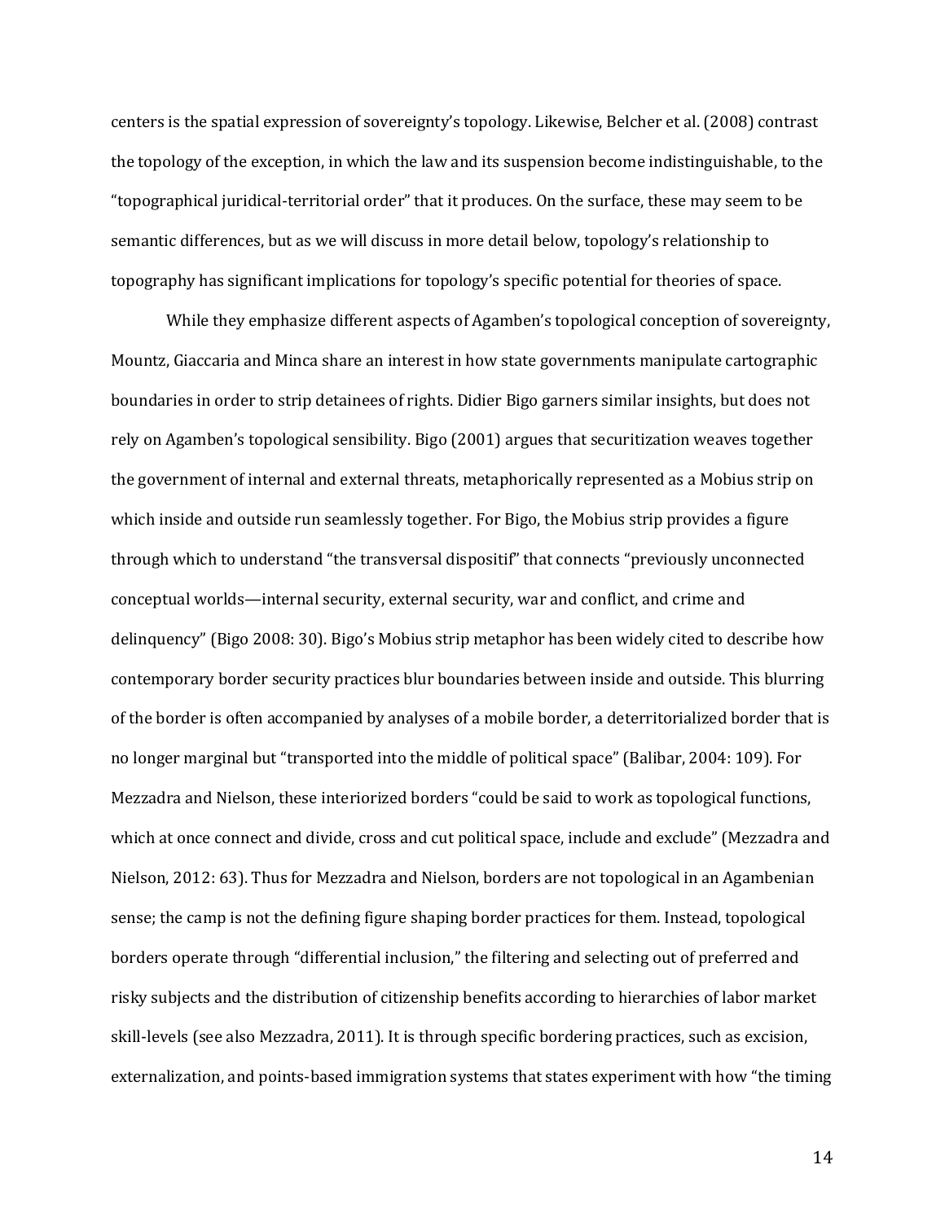centers is the spatial expression of sovereignty's topology. Likewise, Belcher et al. (2008) contrast the topology of the exception, in which the law and its suspension become indistinguishable, to the "topographical juridical-territorial order" that it produces. On the surface, these may seem to be semantic differences, but as we will discuss in more detail below, topology's relationship to topography has significant implications for topology's specific potential for theories of space.

While they emphasize different aspects of Agamben's topological conception of sovereignty, Mountz, Giaccaria and Minca share an interest in how state governments manipulate cartographic boundaries in order to strip detainees of rights. Didier Bigo garners similar insights, but does not rely on Agamben's topological sensibility. Bigo (2001) argues that securitization weaves together the government of internal and external threats, metaphorically represented as a Mobius strip on which inside and outside run seamlessly together. For Bigo, the Mobius strip provides a figure through which to understand "the transversal dispositif" that connects "previously unconnected conceptual worlds—internal security, external security, war and conflict, and crime and delinquency" (Bigo 2008: 30). Bigo's Mobius strip metaphor has been widely cited to describe how contemporary border security practices blur boundaries between inside and outside. This blurring of the border is often accompanied by analyses of a mobile border, a deterritorialized border that is no longer marginal but "transported into the middle of political space" (Balibar, 2004: 109). For Mezzadra and Nielson, these interiorized borders "could be said to work as topological functions, which at once connect and divide, cross and cut political space, include and exclude" (Mezzadra and Nielson, 2012: 63). Thus for Mezzadra and Nielson, borders are not topological in an Agambenian sense; the camp is not the defining figure shaping border practices for them. Instead, topological borders operate through "differential inclusion," the filtering and selecting out of preferred and risky subjects and the distribution of citizenship benefits according to hierarchies of labor market skill-levels (see also Mezzadra, 2011). It is through specific bordering practices, such as excision, externalization, and points-based immigration systems that states experiment with how "the timing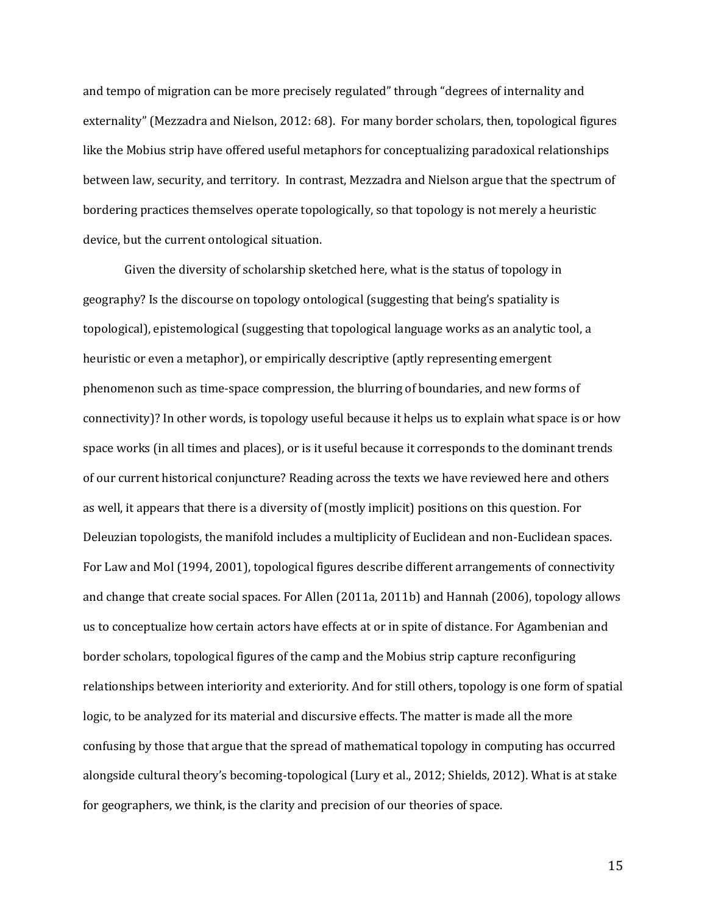and tempo of migration can be more precisely regulated" through "degrees of internality and externality" (Mezzadra and Nielson, 2012: 68). For many border scholars, then, topological figures like the Mobius strip have offered useful metaphors for conceptualizing paradoxical relationships between law, security, and territory. In contrast, Mezzadra and Nielson argue that the spectrum of bordering practices themselves operate topologically, so that topology is not merely a heuristic device, but the current ontological situation.

Given the diversity of scholarship sketched here, what is the status of topology in geography? Is the discourse on topology ontological (suggesting that being's spatiality is topological), epistemological (suggesting that topological language works as an analytic tool, a heuristic or even a metaphor), or empirically descriptive (aptly representing emergent phenomenon such as time-space compression, the blurring of boundaries, and new forms of connectivity)? In other words, is topology useful because it helps us to explain what space is or how space works (in all times and places), or is it useful because it corresponds to the dominant trends of our current historical conjuncture? Reading across the texts we have reviewed here and others as well, it appears that there is a diversity of (mostly implicit) positions on this question. For Deleuzian topologists, the manifold includes a multiplicity of Euclidean and non-Euclidean spaces. For Law and Mol (1994, 2001), topological figures describe different arrangements of connectivity and change that create social spaces. For Allen (2011a, 2011b) and Hannah (2006), topology allows us to conceptualize how certain actors have effects at or in spite of distance. For Agambenian and border scholars, topological figures of the camp and the Mobius strip capture reconfiguring relationships between interiority and exteriority. And for still others, topology is one form of spatial logic, to be analyzed for its material and discursive effects. The matter is made all the more confusing by those that argue that the spread of mathematical topology in computing has occurred alongside cultural theory's becoming-topological (Lury et al., 2012; Shields, 2012). What is at stake for geographers, we think, is the clarity and precision of our theories of space.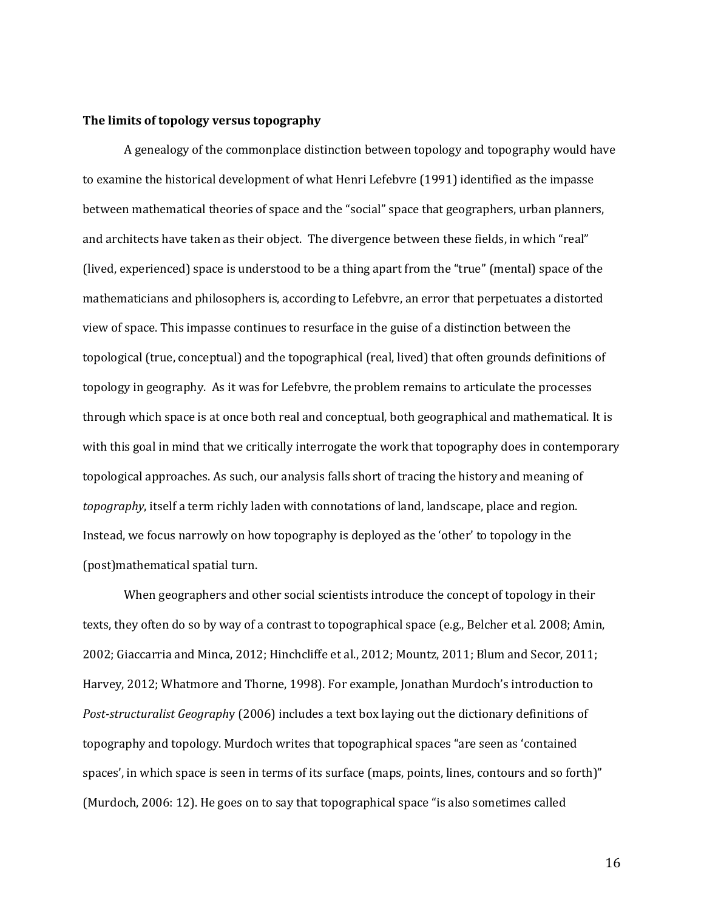**The limits of topology versus topography**

A genealogy of the commonplace distinction between topology and topography would have to examine the historical development of what Henri Lefebvre (1991) identified as the impasse between mathematical theories of space and the "social" space that geographers, urban planners, and architects have taken as their object. The divergence between these fields, in which "real" (lived, experienced) space is understood to be a thing apart from the "true" (mental) space of the mathematicians and philosophers is, according to Lefebvre, an error that perpetuates a distorted view of space. This impasse continues to resurface in the guise of a distinction between the topological (true, conceptual) and the topographical (real, lived) that often grounds definitions of topology in geography. As it was for Lefebvre, the problem remains to articulate the processes through which space is at once both real and conceptual, both geographical and mathematical. It is with this goal in mind that we critically interrogate the work that topography does in contemporary topological approaches. As such, our analysis falls short of tracing the history and meaning of *topography*, itself a term richly laden with connotations of land, landscape, place and region. Instead, we focus narrowly on how topography is deployed as the 'other' to topology in the (post)mathematical spatial turn.

When geographers and other social scientists introduce the concept of topology in their texts, they often do so by way of a contrast to topographical space (e.g., Belcher et al. 2008; Amin, 2002; Giaccarria and Minca, 2012; Hinchcliffe et al., 2012; Mountz, 2011; Blum and Secor, 2011; Harvey, 2012; Whatmore and Thorne, 1998). For example, Jonathan Murdoch's introduction to *Post-structuralist Geography* (2006) includes a text box laying out the dictionary definitions of topography and topology. Murdoch writes that topographical spaces "are seen as 'contained spaces', in which space is seen in terms of its surface (maps, points, lines, contours and so forth)" (Murdoch, 2006: 12). He goes on to say that topographical space "is also sometimes called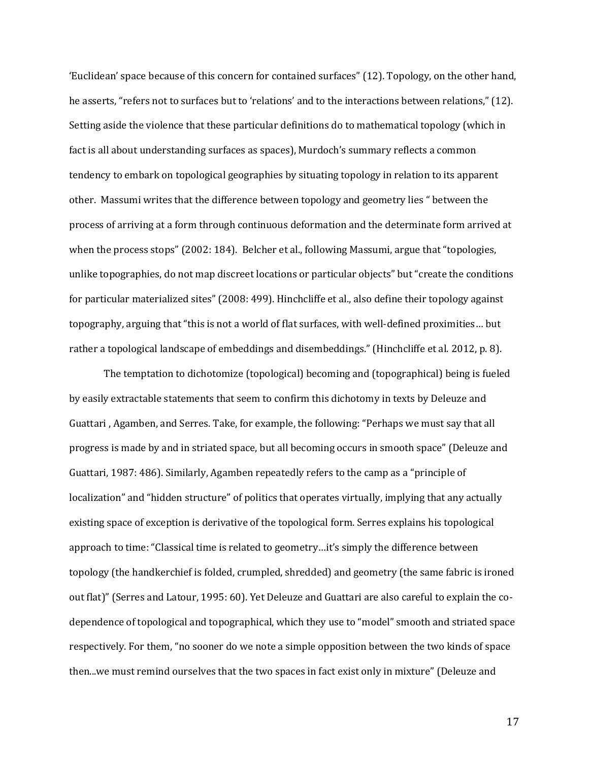'Euclidean' space because of this concern for contained surfaces" (12). Topology, on the other hand, he asserts, "refers not to surfaces but to 'relations' and to the interactions between relations," (12). Setting aside the violence that these particular definitions do to mathematical topology (which in fact is all about understanding surfaces as spaces), Murdoch's summary reflects a common tendency to embark on topological geographies by situating topology in relation to its apparent other. Massumi writes that the difference between topology and geometry lies " between the process of arriving at a form through continuous deformation and the determinate form arrived at when the process stops" (2002: 184). Belcher et al., following Massumi, argue that "topologies, unlike topographies, do not map discreet locations or particular objects" but "create the conditions for particular materialized sites" (2008: 499). Hinchcliffe et al., also define their topology against topography, arguing that "this is not a world of flat surfaces, with well-defined proximities… but rather a topological landscape of embeddings and disembeddings." (Hinchcliffe et al. 2012, p. 8).

The temptation to dichotomize (topological) becoming and (topographical) being is fueled by easily extractable statements that seem to confirm this dichotomy in texts by Deleuze and Guattari , Agamben, and Serres. Take, for example, the following: "Perhaps we must say that all progress is made by and in striated space, but all becoming occurs in smooth space" (Deleuze and Guattari, 1987: 486). Similarly, Agamben repeatedly refers to the camp as a "principle of localization" and "hidden structure" of politics that operates virtually, implying that any actually existing space of exception is derivative of the topological form. Serres explains his topological approach to time: "Classical time is related to geometry…it's simply the difference between topology (the handkerchief is folded, crumpled, shredded) and geometry (the same fabric is ironed out flat)" (Serres and Latour, 1995: 60). Yet Deleuze and Guattari are also careful to explain the co-dependence of topological and topographical, which they use to "model" smooth and striated space respectively. For them, "no sooner do we note a simple opposition between the two kinds of space then...we must remind ourselves that the two spaces in fact exist only in mixture" (Deleuze and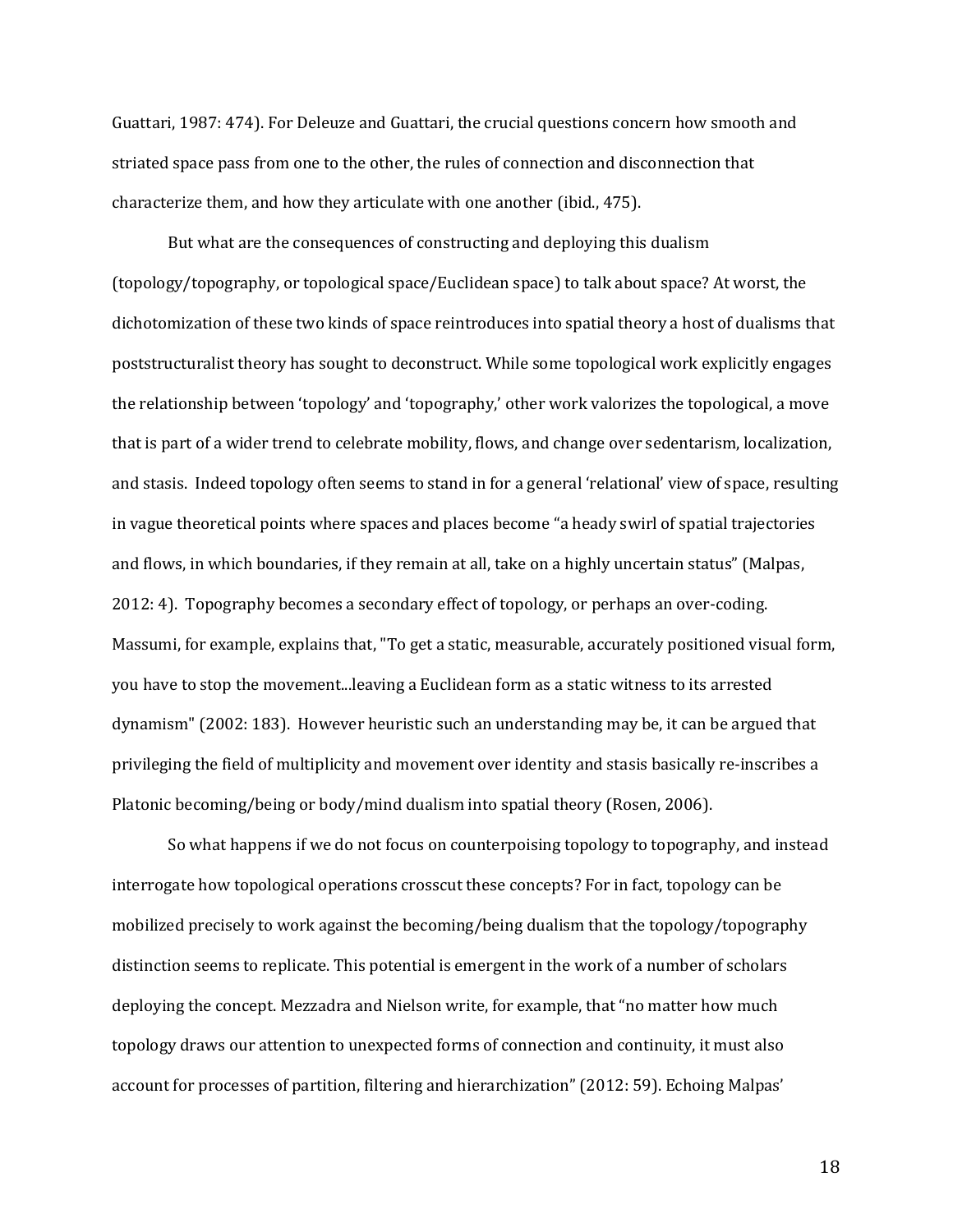Guattari, 1987: 474). For Deleuze and Guattari, the crucial questions concern how smooth and striated space pass from one to the other, the rules of connection and disconnection that characterize them, and how they articulate with one another (ibid., 475).

But what are the consequences of constructing and deploying this dualism (topology/topography, or topological space/Euclidean space) to talk about space? At worst, the dichotomization of these two kinds of space reintroduces into spatial theory a host of dualisms that poststructuralist theory has sought to deconstruct. While some topological work explicitly engages the relationship between 'topology' and 'topography,' other work valorizes the topological, a move that is part of a wider trend to celebrate mobility, flows, and change over sedentarism, localization, and stasis. Indeed topology often seems to stand in for a general 'relational' view of space, resulting in vague theoretical points where spaces and places become "a heady swirl of spatial trajectories and flows, in which boundaries, if they remain at all, take on a highly uncertain status" (Malpas, 2012: 4). Topography becomes a secondary effect of topology, or perhaps an over-coding. Massumi, for example, explains that, "To get a static, measurable, accurately positioned visual form, you have to stop the movement...leaving a Euclidean form as a static witness to its arrested dynamism" (2002: 183). However heuristic such an understanding may be, it can be argued that privileging the field of multiplicity and movement over identity and stasis basically re-inscribes a Platonic becoming/being or body/mind dualism into spatial theory (Rosen, 2006).

So what happens if we do not focus on counterpoising topology to topography, and instead interrogate how topological operations crosscut these concepts? For in fact, topology can be mobilized precisely to work against the becoming/being dualism that the topology/topography distinction seems to replicate. This potential is emergent in the work of a number of scholars deploying the concept. Mezzadra and Nielson write, for example, that "no matter how much topology draws our attention to unexpected forms of connection and continuity, it must also account for processes of partition, filtering and hierarchization" (2012: 59). Echoing Malpas'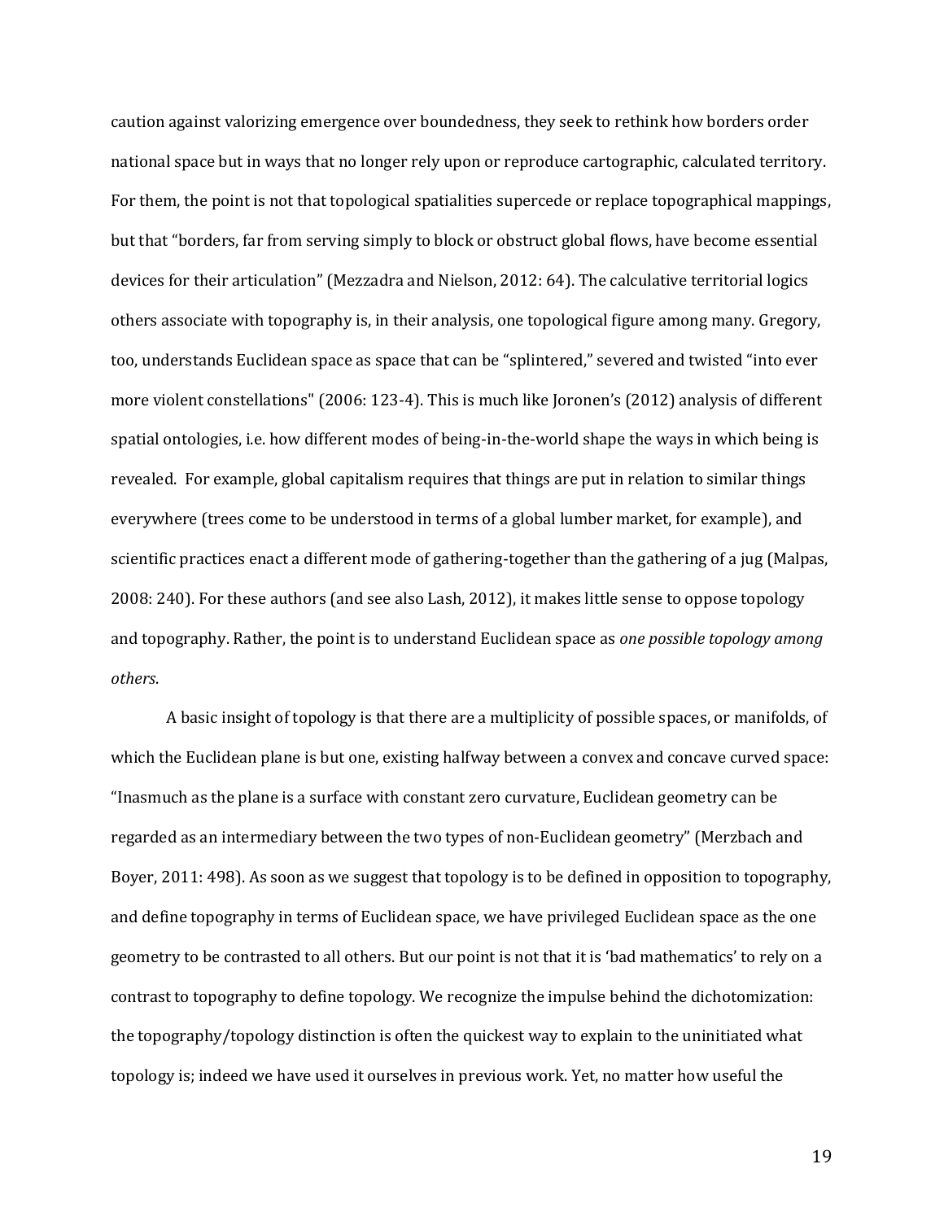caution against valorizing emergence over boundedness, they seek to rethink how borders order national space but in ways that no longer rely upon or reproduce cartographic, calculated territory. For them, the point is not that topological spatialities supercede or replace topographical mappings, but that "borders, far from serving simply to block or obstruct global flows, have become essential devices for their articulation" (Mezzadra and Nielson, 2012: 64). The calculative territorial logics others associate with topography is, in their analysis, one topological figure among many. Gregory, too, understands Euclidean space as space that can be "splintered," severed and twisted "into ever more violent constellations" (2006: 123-4). This is much like Joronen's (2012) analysis of different spatial ontologies, i.e. how different modes of being-in-the-world shape the ways in which being is revealed. For example, global capitalism requires that things are put in relation to similar things everywhere (trees come to be understood in terms of a global lumber market, for example), and scientific practices enact a different mode of gathering-together than the gathering of a jug (Malpas, 2008: 240). For these authors (and see also Lash, 2012), it makes little sense to oppose topology and topography. Rather, the point is to understand Euclidean space as *one possible topology among others*.

A basic insight of topology is that there are a multiplicity of possible spaces, or manifolds, of which the Euclidean plane is but one, existing halfway between a convex and concave curved space: "Inasmuch as the plane is a surface with constant zero curvature, Euclidean geometry can be regarded as an intermediary between the two types of non-Euclidean geometry" (Merzbach and Boyer, 2011: 498). As soon as we suggest that topology is to be defined in opposition to topography, and define topography in terms of Euclidean space, we have privileged Euclidean space as the one geometry to be contrasted to all others. But our point is not that it is 'bad mathematics' to rely on a contrast to topography to define topology. We recognize the impulse behind the dichotomization: the topography/topology distinction is often the quickest way to explain to the uninitiated what topology is; indeed we have used it ourselves in previous work. Yet, no matter how useful the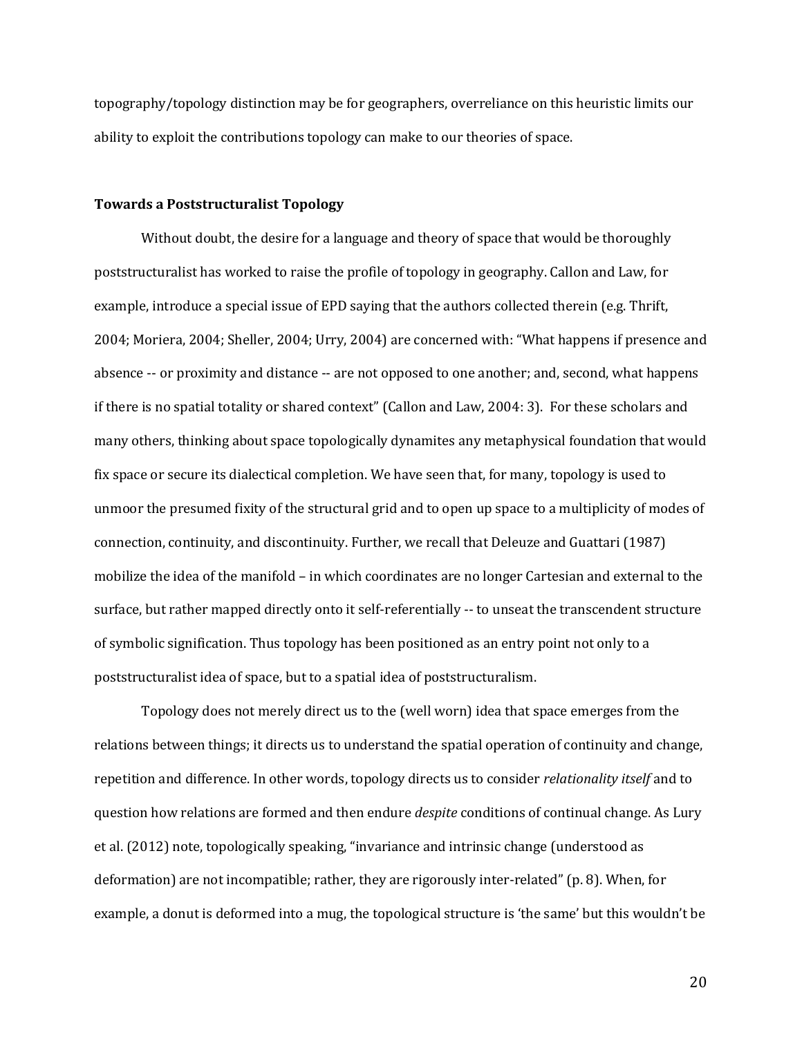topography/topology distinction may be for geographers, overreliance on this heuristic limits our ability to exploit the contributions topology can make to our theories of space.

**Towards a Poststructuralist Topology**

Without doubt, the desire for a language and theory of space that would be thoroughly poststructuralist has worked to raise the profile of topology in geography. Callon and Law, for example, introduce a special issue of EPD saying that the authors collected therein (e.g. Thrift, 2004; Moriera, 2004; Sheller, 2004; Urry, 2004) are concerned with: "What happens if presence and absence -- or proximity and distance -- are not opposed to one another; and, second, what happens if there is no spatial totality or shared context" (Callon and Law, 2004: 3). For these scholars and many others, thinking about space topologically dynamites any metaphysical foundation that would fix space or secure its dialectical completion. We have seen that, for many, topology is used to unmoor the presumed fixity of the structural grid and to open up space to a multiplicity of modes of connection, continuity, and discontinuity. Further, we recall that Deleuze and Guattari (1987) mobilize the idea of the manifold – in which coordinates are no longer Cartesian and external to the surface, but rather mapped directly onto it self-referentially -- to unseat the transcendent structure of symbolic signification. Thus topology has been positioned as an entry point not only to a poststructuralist idea of space, but to a spatial idea of poststructuralism.

Topology does not merely direct us to the (well worn) idea that space emerges from the relations between things; it directs us to understand the spatial operation of continuity and change, repetition and difference. In other words, topology directs us to consider *relationality itself* and to question how relations are formed and then endure *despite* conditions of continual change. As Lury et al. (2012) note, topologically speaking, "invariance and intrinsic change (understood as deformation) are not incompatible; rather, they are rigorously inter-related" (p. 8). When, for example, a donut is deformed into a mug, the topological structure is 'the same' but this wouldn't be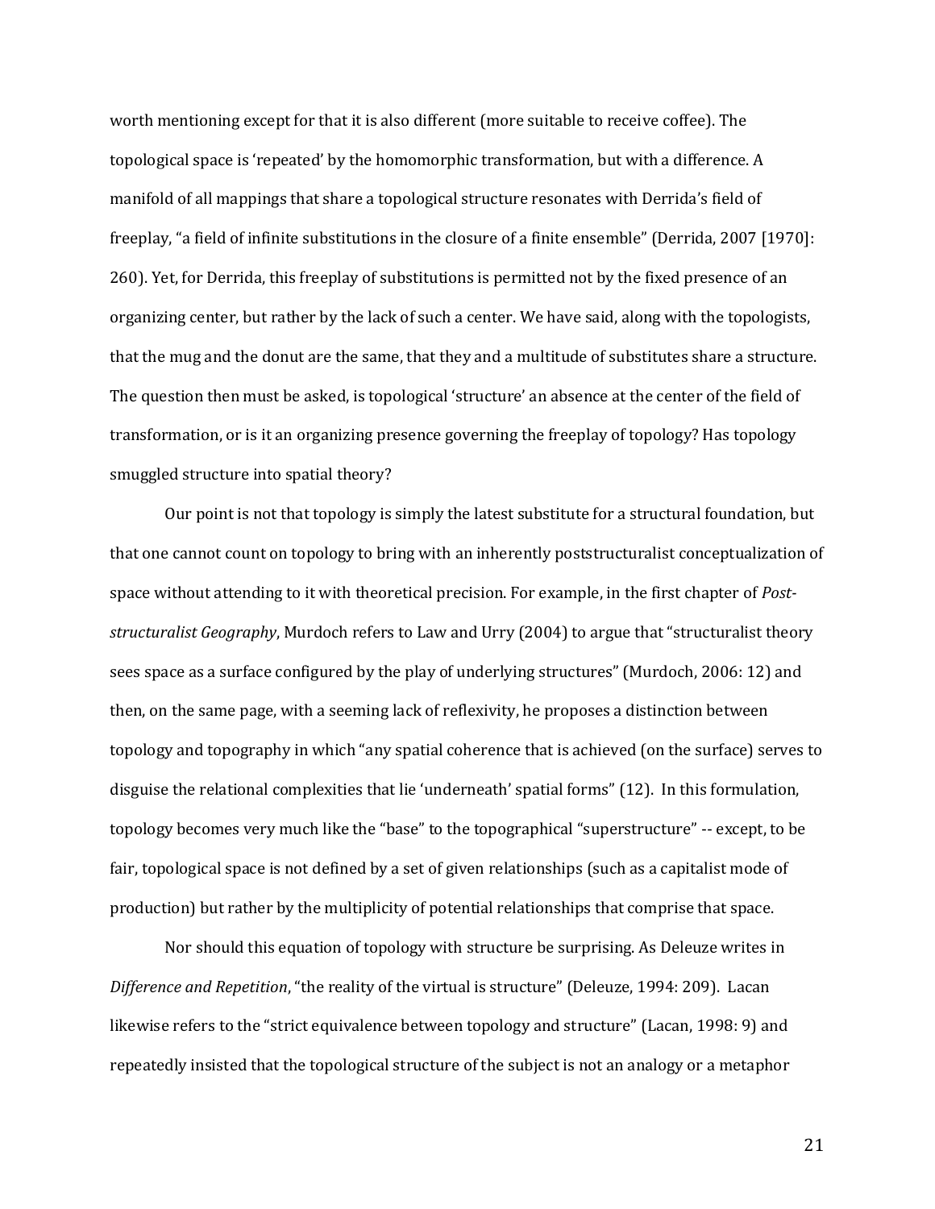worth mentioning except for that it is also different (more suitable to receive coffee). The topological space is 'repeated' by the homomorphic transformation, but with a difference. A manifold of all mappings that share a topological structure resonates with Derrida's field of freeplay, "a field of infinite substitutions in the closure of a finite ensemble" (Derrida, 2007 [1970]: 260). Yet, for Derrida, this freeplay of substitutions is permitted not by the fixed presence of an organizing center, but rather by the lack of such a center. We have said, along with the topologists, that the mug and the donut are the same, that they and a multitude of substitutes share a structure. The question then must be asked, is topological 'structure' an absence at the center of the field of transformation, or is it an organizing presence governing the freeplay of topology? Has topology smuggled structure into spatial theory?

Our point is not that topology is simply the latest substitute for a structural foundation, but that one cannot count on topology to bring with an inherently poststructuralist conceptualization of space without attending to it with theoretical precision. For example, in the first chapter of *Post-structuralist Geography*, Murdoch refers to Law and Urry (2004) to argue that "structuralist theory sees space as a surface configured by the play of underlying structures" (Murdoch, 2006: 12) and then, on the same page, with a seeming lack of reflexivity, he proposes a distinction between topology and topography in which "any spatial coherence that is achieved (on the surface) serves to disguise the relational complexities that lie 'underneath' spatial forms" (12). In this formulation, topology becomes very much like the "base" to the topographical "superstructure" -- except, to be fair, topological space is not defined by a set of given relationships (such as a capitalist mode of production) but rather by the multiplicity of potential relationships that comprise that space.

Nor should this equation of topology with structure be surprising. As Deleuze writes in *Difference and Repetition*, "the reality of the virtual is structure" (Deleuze, 1994: 209). Lacan likewise refers to the "strict equivalence between topology and structure" (Lacan, 1998: 9) and repeatedly insisted that the topological structure of the subject is not an analogy or a metaphor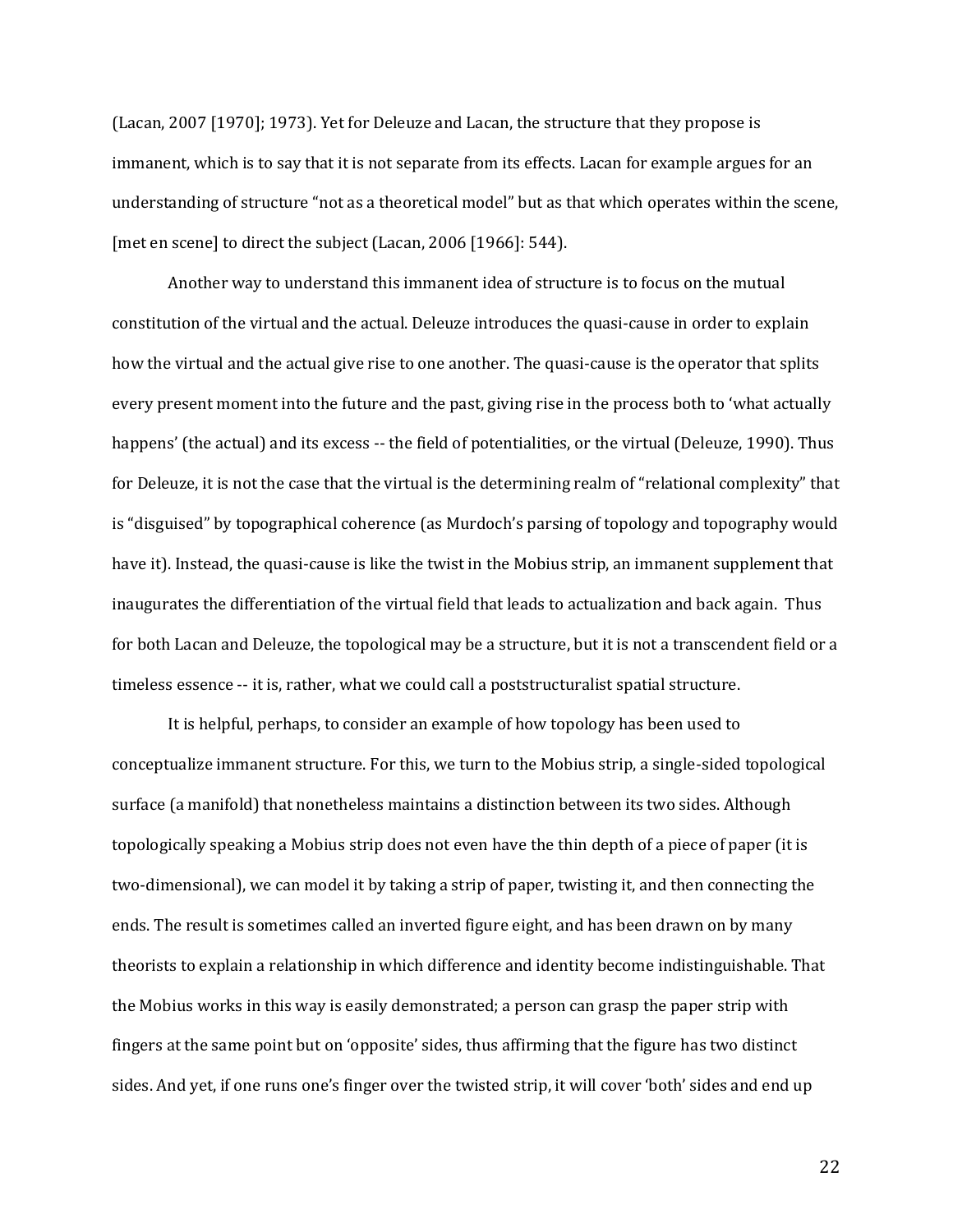(Lacan, 2007 [1970]; 1973). Yet for Deleuze and Lacan, the structure that they propose is immanent, which is to say that it is not separate from its effects. Lacan for example argues for an understanding of structure "not as a theoretical model" but as that which operates within the scene, [met en scene] to direct the subject (Lacan, 2006 [1966]: 544).

Another way to understand this immanent idea of structure is to focus on the mutual constitution of the virtual and the actual. Deleuze introduces the quasi-cause in order to explain how the virtual and the actual give rise to one another. The quasi-cause is the operator that splits every present moment into the future and the past, giving rise in the process both to 'what actually happens' (the actual) and its excess -- the field of potentialities, or the virtual (Deleuze, 1990). Thus for Deleuze, it is not the case that the virtual is the determining realm of "relational complexity" that is "disguised" by topographical coherence (as Murdoch's parsing of topology and topography would have it). Instead, the quasi-cause is like the twist in the Mobius strip, an immanent supplement that inaugurates the differentiation of the virtual field that leads to actualization and back again. Thus for both Lacan and Deleuze, the topological may be a structure, but it is not a transcendent field or a timeless essence -- it is, rather, what we could call a poststructuralist spatial structure.

It is helpful, perhaps, to consider an example of how topology has been used to conceptualize immanent structure. For this, we turn to the Mobius strip, a single-sided topological surface (a manifold) that nonetheless maintains a distinction between its two sides. Although topologically speaking a Mobius strip does not even have the thin depth of a piece of paper (it is two-dimensional), we can model it by taking a strip of paper, twisting it, and then connecting the ends. The result is sometimes called an inverted figure eight, and has been drawn on by many theorists to explain a relationship in which difference and identity become indistinguishable. That the Mobius works in this way is easily demonstrated; a person can grasp the paper strip with fingers at the same point but on 'opposite' sides, thus affirming that the figure has two distinct sides. And yet, if one runs one's finger over the twisted strip, it will cover 'both' sides and end up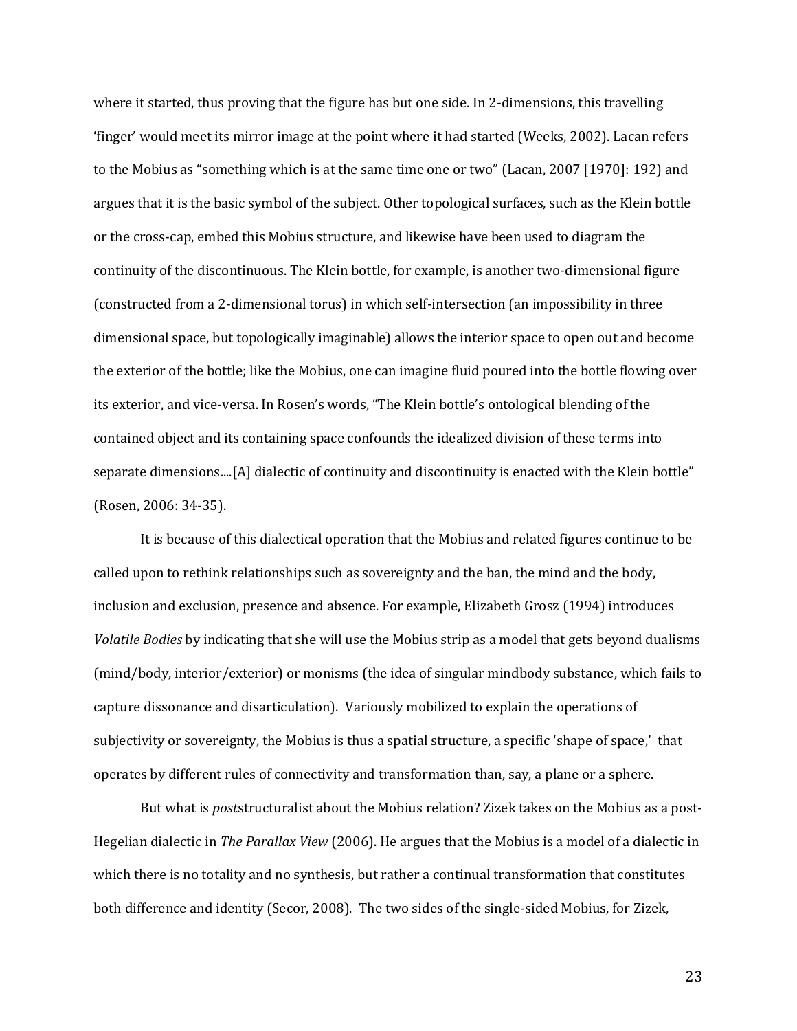where it started, thus proving that the figure has but one side. In 2-dimensions, this travelling 'finger' would meet its mirror image at the point where it had started (Weeks, 2002). Lacan refers to the Mobius as "something which is at the same time one or two" (Lacan, 2007 [1970]: 192) and argues that it is the basic symbol of the subject. Other topological surfaces, such as the Klein bottle or the cross-cap, embed this Mobius structure, and likewise have been used to diagram the continuity of the discontinuous. The Klein bottle, for example, is another two-dimensional figure (constructed from a 2-dimensional torus) in which self-intersection (an impossibility in three dimensional space, but topologically imaginable) allows the interior space to open out and become the exterior of the bottle; like the Mobius, one can imagine fluid poured into the bottle flowing over its exterior, and vice-versa. In Rosen's words, "The Klein bottle's ontological blending of the contained object and its containing space confounds the idealized division of these terms into separate dimensions....[A] dialectic of continuity and discontinuity is enacted with the Klein bottle" (Rosen, 2006: 34-35).

It is because of this dialectical operation that the Mobius and related figures continue to be called upon to rethink relationships such as sovereignty and the ban, the mind and the body, inclusion and exclusion, presence and absence. For example, Elizabeth Grosz (1994) introduces *Volatile Bodies* by indicating that she will use the Mobius strip as a model that gets beyond dualisms (mind/body, interior/exterior) or monisms (the idea of singular mindbody substance, which fails to capture dissonance and disarticulation). Variously mobilized to explain the operations of subjectivity or sovereignty, the Mobius is thus a spatial structure, a specific 'shape of space,' that operates by different rules of connectivity and transformation than, say, a plane or a sphere.

But what is *post*structuralist about the Mobius relation? Zizek takes on the Mobius as a post-Hegelian dialectic in *The Parallax View* (2006). He argues that the Mobius is a model of a dialectic in which there is no totality and no synthesis, but rather a continual transformation that constitutes both difference and identity (Secor, 2008). The two sides of the single-sided Mobius, for Zizek,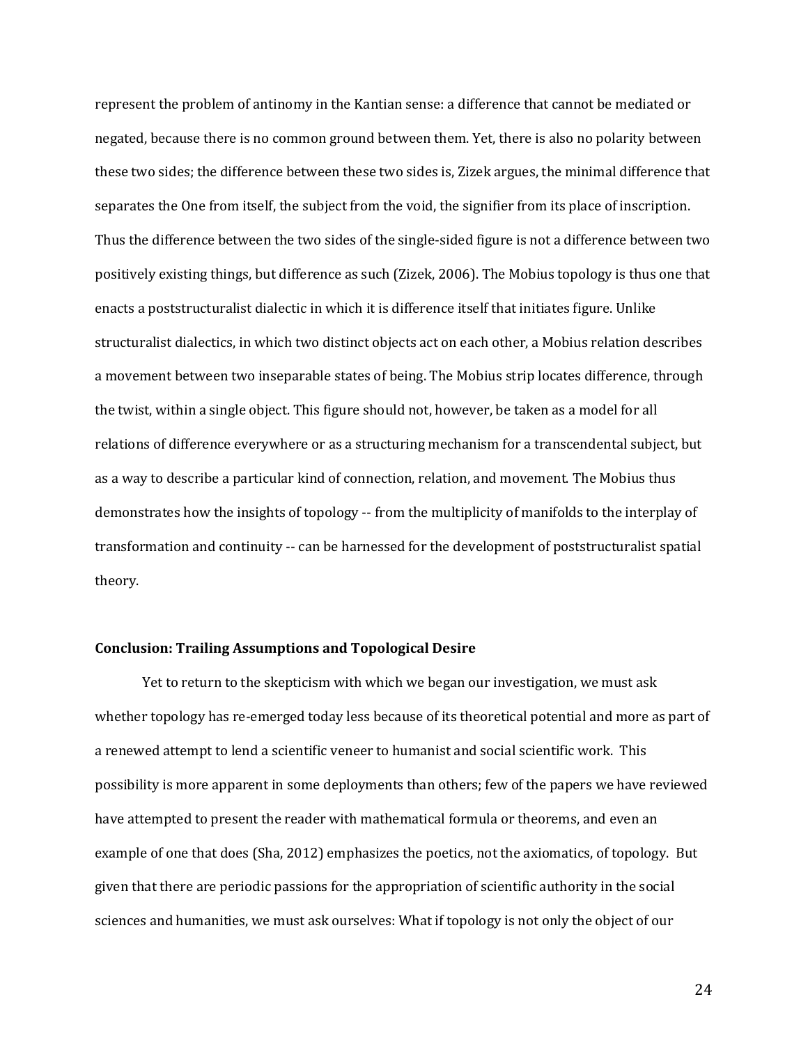represent the problem of antinomy in the Kantian sense: a difference that cannot be mediated or negated, because there is no common ground between them. Yet, there is also no polarity between these two sides; the difference between these two sides is, Zizek argues, the minimal difference that separates the One from itself, the subject from the void, the signifier from its place of inscription. Thus the difference between the two sides of the single-sided figure is not a difference between two positively existing things, but difference as such (Zizek, 2006). The Mobius topology is thus one that enacts a poststructuralist dialectic in which it is difference itself that initiates figure. Unlike structuralist dialectics, in which two distinct objects act on each other, a Mobius relation describes a movement between two inseparable states of being. The Mobius strip locates difference, through the twist, within a single object. This figure should not, however, be taken as a model for all relations of difference everywhere or as a structuring mechanism for a transcendental subject, but as a way to describe a particular kind of connection, relation, and movement. The Mobius thus demonstrates how the insights of topology -- from the multiplicity of manifolds to the interplay of transformation and continuity -- can be harnessed for the development of poststructuralist spatial theory.

### Conclusion: Trailing Assumptions and Topological Desire

Yet to return to the skepticism with which we began our investigation, we must ask whether topology has re-emerged today less because of its theoretical potential and more as part of a renewed attempt to lend a scientific veneer to humanist and social scientific work. This possibility is more apparent in some deployments than others; few of the papers we have reviewed have attempted to present the reader with mathematical formula or theorems, and even an example of one that does (Sha, 2012) emphasizes the poetics, not the axiomatics, of topology. But given that there are periodic passions for the appropriation of scientific authority in the social sciences and humanities, we must ask ourselves: What if topology is not only the object of our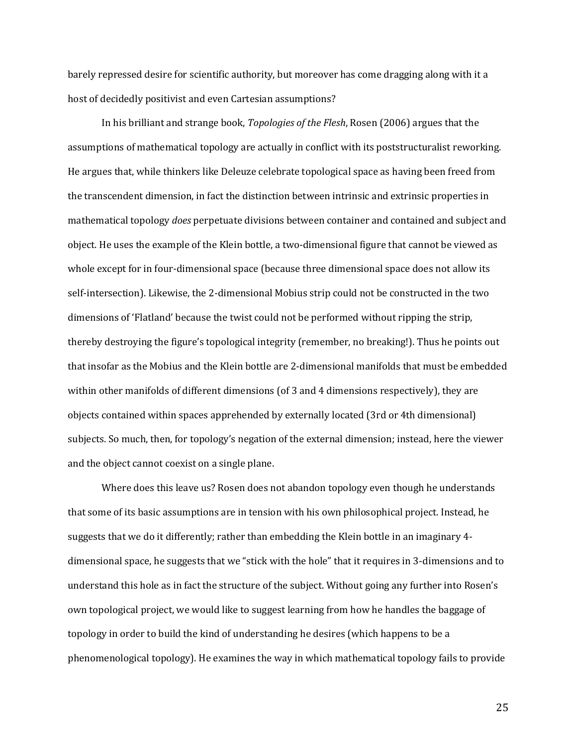barely repressed desire for scientific authority, but moreover has come dragging along with it a host of decidedly positivist and even Cartesian assumptions?

In his brilliant and strange book, *Topologies of the Flesh*, Rosen (2006) argues that the assumptions of mathematical topology are actually in conflict with its poststructuralist reworking. He argues that, while thinkers like Deleuze celebrate topological space as having been freed from the transcendent dimension, in fact the distinction between intrinsic and extrinsic properties in mathematical topology *does* perpetuate divisions between container and contained and subject and object. He uses the example of the Klein bottle, a two-dimensional figure that cannot be viewed as whole except for in four-dimensional space (because three dimensional space does not allow its self-intersection). Likewise, the 2-dimensional Mobius strip could not be constructed in the two dimensions of 'Flatland' because the twist could not be performed without ripping the strip, thereby destroying the figure's topological integrity (remember, no breaking!). Thus he points out that insofar as the Mobius and the Klein bottle are 2-dimensional manifolds that must be embedded within other manifolds of different dimensions (of 3 and 4 dimensions respectively), they are objects contained within spaces apprehended by externally located (3rd or 4th dimensional) subjects. So much, then, for topology's negation of the external dimension; instead, here the viewer and the object cannot coexist on a single plane.

Where does this leave us? Rosen does not abandon topology even though he understands that some of its basic assumptions are in tension with his own philosophical project. Instead, he suggests that we do it differently; rather than embedding the Klein bottle in an imaginary 4-dimensional space, he suggests that we "stick with the hole" that it requires in 3-dimensions and to understand this hole as in fact the structure of the subject. Without going any further into Rosen's own topological project, we would like to suggest learning from how he handles the baggage of topology in order to build the kind of understanding he desires (which happens to be a phenomenological topology). He examines the way in which mathematical topology fails to provide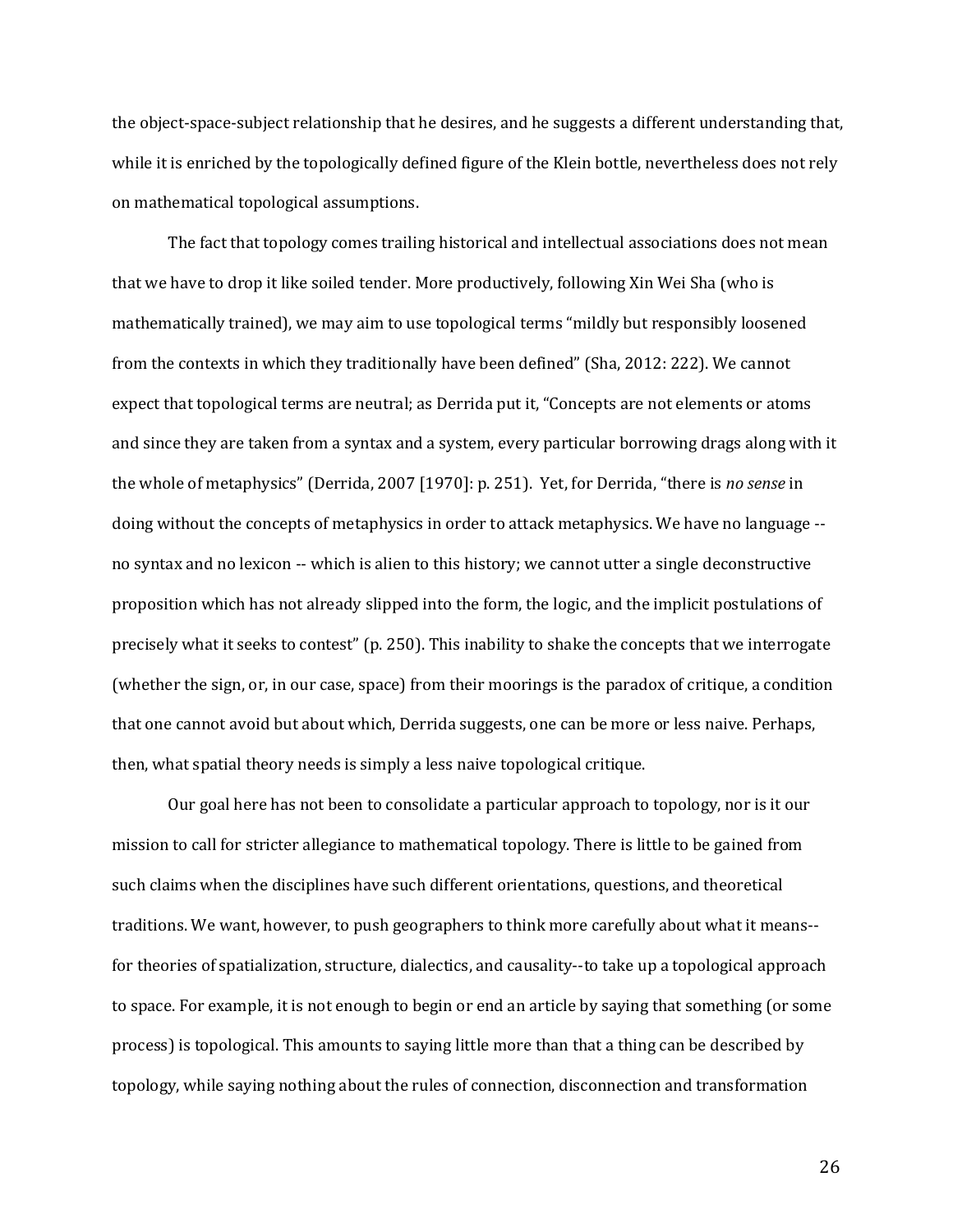the object-space-subject relationship that he desires, and he suggests a different understanding that, while it is enriched by the topologically defined figure of the Klein bottle, nevertheless does not rely on mathematical topological assumptions.

The fact that topology comes trailing historical and intellectual associations does not mean that we have to drop it like soiled tender. More productively, following Xin Wei Sha (who is mathematically trained), we may aim to use topological terms "mildly but responsibly loosened from the contexts in which they traditionally have been defined" (Sha, 2012: 222). We cannot expect that topological terms are neutral; as Derrida put it, "Concepts are not elements or atoms and since they are taken from a syntax and a system, every particular borrowing drags along with it the whole of metaphysics" (Derrida, 2007 [1970]: p. 251). Yet, for Derrida, "there is *no sense* in doing without the concepts of metaphysics in order to attack metaphysics. We have no language -- no syntax and no lexicon -- which is alien to this history; we cannot utter a single deconstructive proposition which has not already slipped into the form, the logic, and the implicit postulations of precisely what it seeks to contest" (p. 250). This inability to shake the concepts that we interrogate (whether the sign, or, in our case, space) from their moorings is the paradox of critique, a condition that one cannot avoid but about which, Derrida suggests, one can be more or less naive. Perhaps, then, what spatial theory needs is simply a less naive topological critique.

Our goal here has not been to consolidate a particular approach to topology, nor is it our mission to call for stricter allegiance to mathematical topology. There is little to be gained from such claims when the disciplines have such different orientations, questions, and theoretical traditions. We want, however, to push geographers to think more carefully about what it means--for theories of spatialization, structure, dialectics, and causality--to take up a topological approach to space. For example, it is not enough to begin or end an article by saying that something (or some process) is topological. This amounts to saying little more than that a thing can be described by topology, while saying nothing about the rules of connection, disconnection and transformation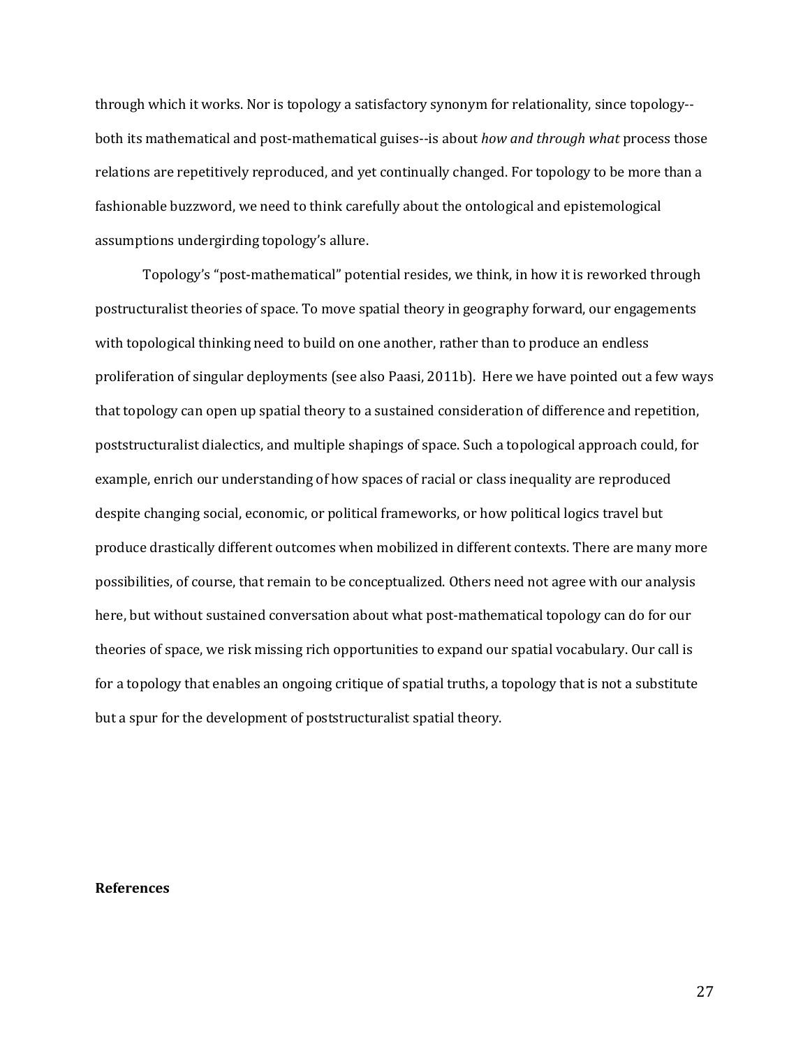through which it works. Nor is topology a satisfactory synonym for relationality, since topology--both its mathematical and post-mathematical guises--is about *how and through what* process those relations are repetitively reproduced, and yet continually changed. For topology to be more than a fashionable buzzword, we need to think carefully about the ontological and epistemological assumptions undergirding topology's allure.

Topology's "post-mathematical" potential resides, we think, in how it is reworked through postructuralist theories of space. To move spatial theory in geography forward, our engagements with topological thinking need to build on one another, rather than to produce an endless proliferation of singular deployments (see also Paasi, 2011b). Here we have pointed out a few ways that topology can open up spatial theory to a sustained consideration of difference and repetition, poststructuralist dialectics, and multiple shapings of space. Such a topological approach could, for example, enrich our understanding of how spaces of racial or class inequality are reproduced despite changing social, economic, or political frameworks, or how political logics travel but produce drastically different outcomes when mobilized in different contexts. There are many more possibilities, of course, that remain to be conceptualized. Others need not agree with our analysis here, but without sustained conversation about what post-mathematical topology can do for our theories of space, we risk missing rich opportunities to expand our spatial vocabulary. Our call is for a topology that enables an ongoing critique of spatial truths, a topology that is not a substitute but a spur for the development of poststructuralist spatial theory.

**References**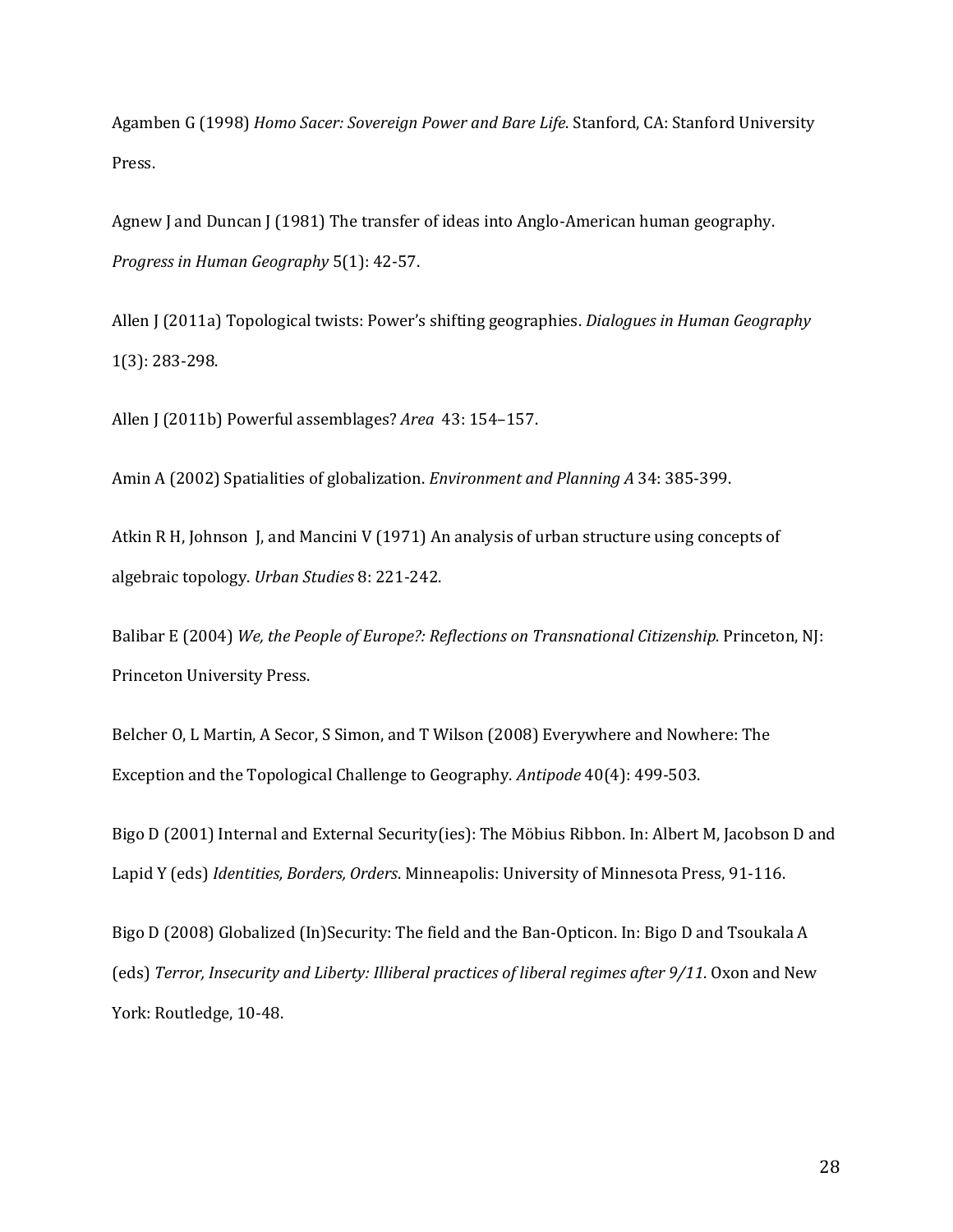Agamben G (1998) *Homo Sacer: Sovereign Power and Bare Life*. Stanford, CA: Stanford University Press.

Agnew J and Duncan J (1981) The transfer of ideas into Anglo-American human geography. *Progress in Human Geography* 5(1): 42-57.

Allen J (2011a) Topological twists: Power's shifting geographies. *Dialogues in Human Geography* 1(3): 283-298.

Allen J (2011b) Powerful assemblages? *Area* 43: 154–157.

Amin A (2002) Spatialities of globalization. *Environment and Planning A* 34: 385-399.

Atkin R H, Johnson J, and Mancini V (1971) An analysis of urban structure using concepts of algebraic topology. *Urban Studies* 8: 221-242.

Balibar E (2004) *We, the People of Europe?: Reflections on Transnational Citizenship*. Princeton, NJ: Princeton University Press.

Belcher O, L Martin, A Secor, S Simon, and T Wilson (2008) Everywhere and Nowhere: The Exception and the Topological Challenge to Geography. *Antipode* 40(4): 499-503.

Bigo D (2001) Internal and External Security(ies): The Möbius Ribbon. In: Albert M, Jacobson D and Lapid Y (eds) *Identities, Borders, Orders*. Minneapolis: University of Minnesota Press, 91-116.

Bigo D (2008) Globalized (In)Security: The field and the Ban-Opticon. In: Bigo D and Tsoukala A (eds) *Terror, Insecurity and Liberty: Illiberal practices of liberal regimes after 9/11*. Oxon and New York: Routledge, 10-48.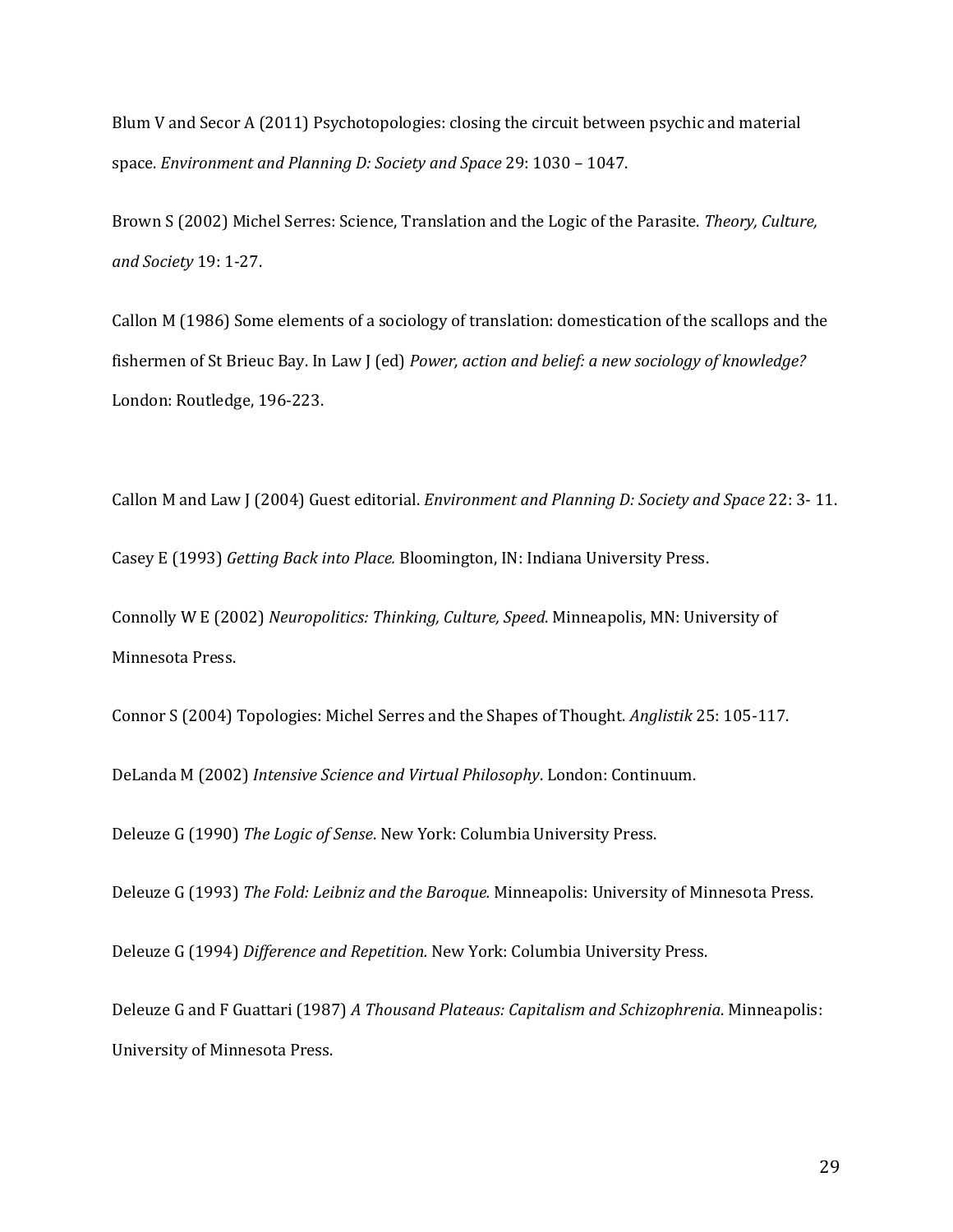Blum V and Secor A (2011) Psychotopologies: closing the circuit between psychic and material space. *Environment and Planning D: Society and Space* 29: 1030 – 1047.

Brown S (2002) Michel Serres: Science, Translation and the Logic of the Parasite. *Theory, Culture, and Society* 19: 1-27.

Callon M (1986) Some elements of a sociology of translation: domestication of the scallops and the fishermen of St Brieuc Bay. In Law J (ed) *Power, action and belief: a new sociology of knowledge?* London: Routledge, 196-223.

Callon M and Law J (2004) Guest editorial. *Environment and Planning D: Society and Space* 22: 3- 11.

Casey E (1993) *Getting Back into Place.* Bloomington, IN: Indiana University Press.

Connolly W E (2002) *Neuropolitics: Thinking, Culture, Speed*. Minneapolis, MN: University of Minnesota Press.

Connor S (2004) Topologies: Michel Serres and the Shapes of Thought. *Anglistik* 25: 105-117.

DeLanda M (2002) *Intensive Science and Virtual Philosophy*. London: Continuum.

Deleuze G (1990) *The Logic of Sense*. New York: Columbia University Press.

Deleuze G (1993) *The Fold: Leibniz and the Baroque.* Minneapolis: University of Minnesota Press.

Deleuze G (1994) *Difference and Repetition.* New York: Columbia University Press.

Deleuze G and F Guattari (1987) *A Thousand Plateaus: Capitalism and Schizophrenia*. Minneapolis: University of Minnesota Press.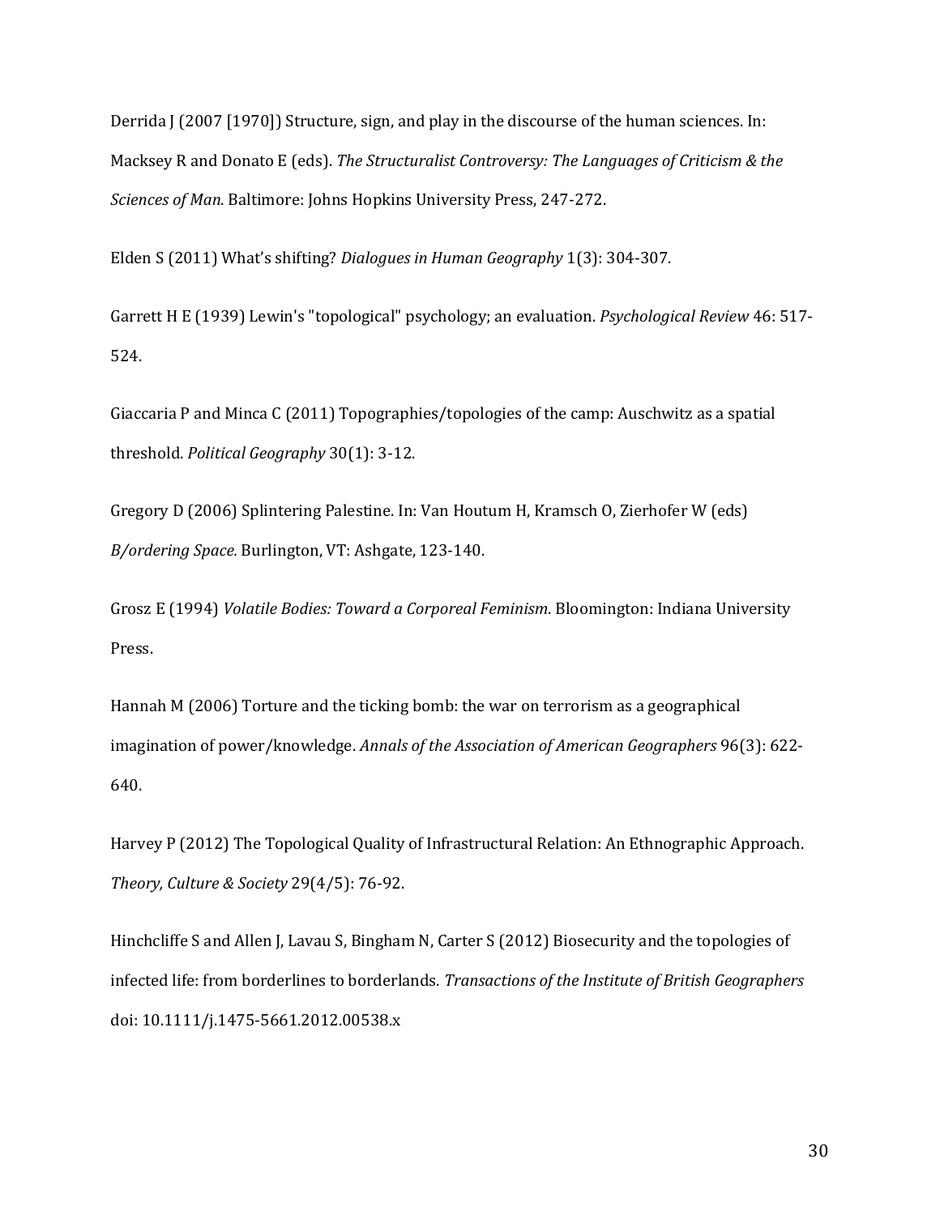Derrida J (2007 [1970]) Structure, sign, and play in the discourse of the human sciences. In: Macksey R and Donato E (eds). *The Structuralist Controversy: The Languages of Criticism & the Sciences of Man*. Baltimore: Johns Hopkins University Press, 247-272.

Elden S (2011) What's shifting? *Dialogues in Human Geography* 1(3): 304-307.

Garrett H E (1939) Lewin's "topological" psychology; an evaluation. *Psychological Review* 46: 517-524.

Giaccaria P and Minca C (2011) Topographies/topologies of the camp: Auschwitz as a spatial threshold. *Political Geography* 30(1): 3-12.

Gregory D (2006) Splintering Palestine. In: Van Houtum H, Kramsch O, Zierhofer W (eds) *B/ordering Space.* Burlington, VT: Ashgate, 123-140.

Grosz E (1994) *Volatile Bodies: Toward a Corporeal Feminism*. Bloomington: Indiana University Press.

Hannah M (2006) Torture and the ticking bomb: the war on terrorism as a geographical imagination of power/knowledge. *Annals of the Association of American Geographers* 96(3): 622-640.

Harvey P (2012) The Topological Quality of Infrastructural Relation: An Ethnographic Approach. *Theory, Culture & Society* 29(4/5): 76-92.

Hinchcliffe S and Allen J, Lavau S, Bingham N, Carter S (2012) Biosecurity and the topologies of infected life: from borderlines to borderlands. *Transactions of the Institute of British Geographers* doi: 10.1111/j.1475-5661.2012.00538.x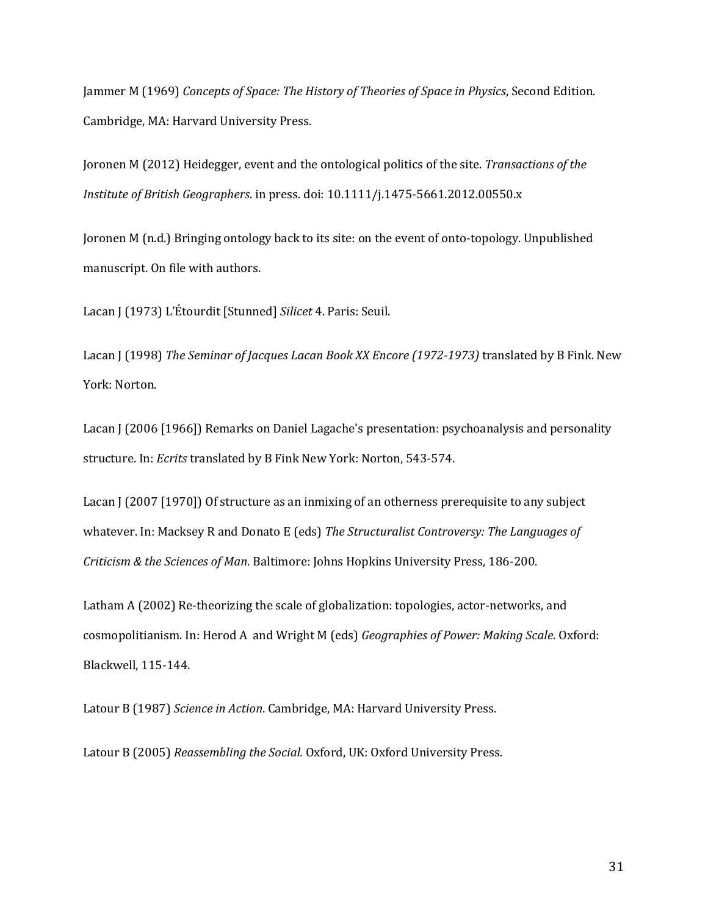Jammer M (1969) *Concepts of Space: The History of Theories of Space in Physics*, Second Edition. Cambridge, MA: Harvard University Press.

Joronen M (2012) Heidegger, event and the ontological politics of the site. *Transactions of the Institute of British Geographers*. in press. doi: 10.1111/j.1475-5661.2012.00550.x

Joronen M (n.d.) Bringing ontology back to its site: on the event of onto-topology. Unpublished manuscript. On file with authors.

Lacan J (1973) L'Étourdit [Stunned] *Silicet* 4. Paris: Seuil.

Lacan J (1998) *The Seminar of Jacques Lacan Book XX Encore (1972-1973)* translated by B Fink. New York: Norton.

Lacan J (2006 [1966]) Remarks on Daniel Lagache's presentation: psychoanalysis and personality structure. In: *Ecrits* translated by B Fink New York: Norton, 543-574.

Lacan J (2007 [1970]) Of structure as an inmixing of an otherness prerequisite to any subject whatever. In: Macksey R and Donato E (eds) *The Structuralist Controversy: The Languages of Criticism & the Sciences of Man*. Baltimore: Johns Hopkins University Press, 186-200.

Latham A (2002) Re-theorizing the scale of globalization: topologies, actor-networks, and cosmopolitianism. In: Herod A and Wright M (eds) *Geographies of Power: Making Scale*. Oxford: Blackwell, 115-144.

Latour B (1987) *Science in Action*. Cambridge, MA: Harvard University Press.

Latour B (2005) *Reassembling the Social.* Oxford, UK: Oxford University Press.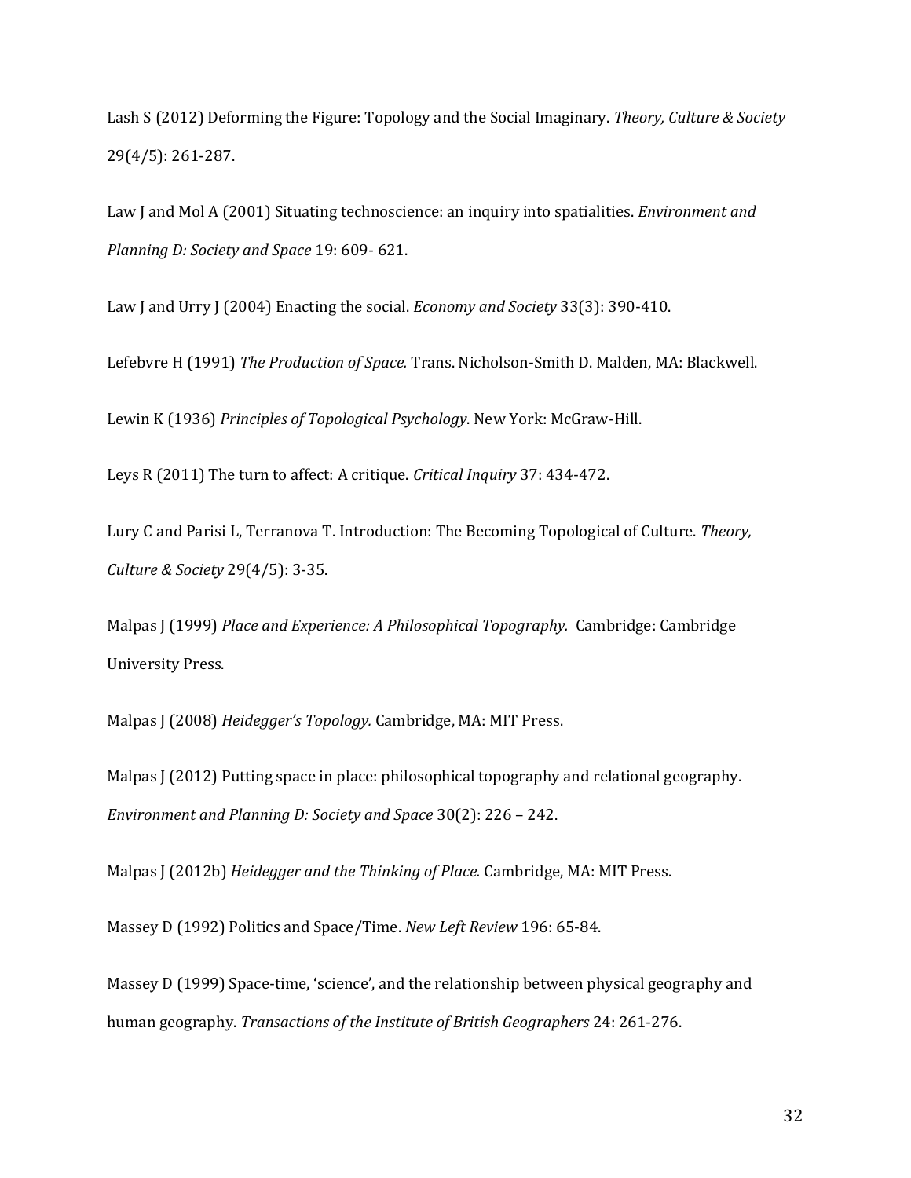Lash S (2012) Deforming the Figure: Topology and the Social Imaginary. *Theory, Culture & Society* 29(4/5): 261-287.

Law J and Mol A (2001) Situating technoscience: an inquiry into spatialities. *Environment and Planning D: Society and Space* 19: 609- 621.

Law J and Urry J (2004) Enacting the social. *Economy and Society* 33(3): 390-410.

Lefebvre H (1991) *The Production of Space.* Trans. Nicholson-Smith D. Malden, MA: Blackwell.

Lewin K (1936) *Principles of Topological Psychology*. New York: McGraw-Hill.

Leys R (2011) The turn to affect: A critique. *Critical Inquiry* 37: 434-472.

Lury C and Parisi L, Terranova T. Introduction: The Becoming Topological of Culture. *Theory, Culture & Society* 29(4/5): 3-35.

Malpas J (1999) *Place and Experience: A Philosophical Topography.* Cambridge: Cambridge University Press.

Malpas J (2008) *Heidegger's Topology.* Cambridge, MA: MIT Press.

Malpas J (2012) Putting space in place: philosophical topography and relational geography. *Environment and Planning D: Society and Space* 30(2): 226 – 242.

Malpas J (2012b) *Heidegger and the Thinking of Place.* Cambridge, MA: MIT Press.

Massey D (1992) Politics and Space/Time. *New Left Review* 196: 65-84.

Massey D (1999) Space-time, 'science', and the relationship between physical geography and human geography. *Transactions of the Institute of British Geographers* 24: 261-276.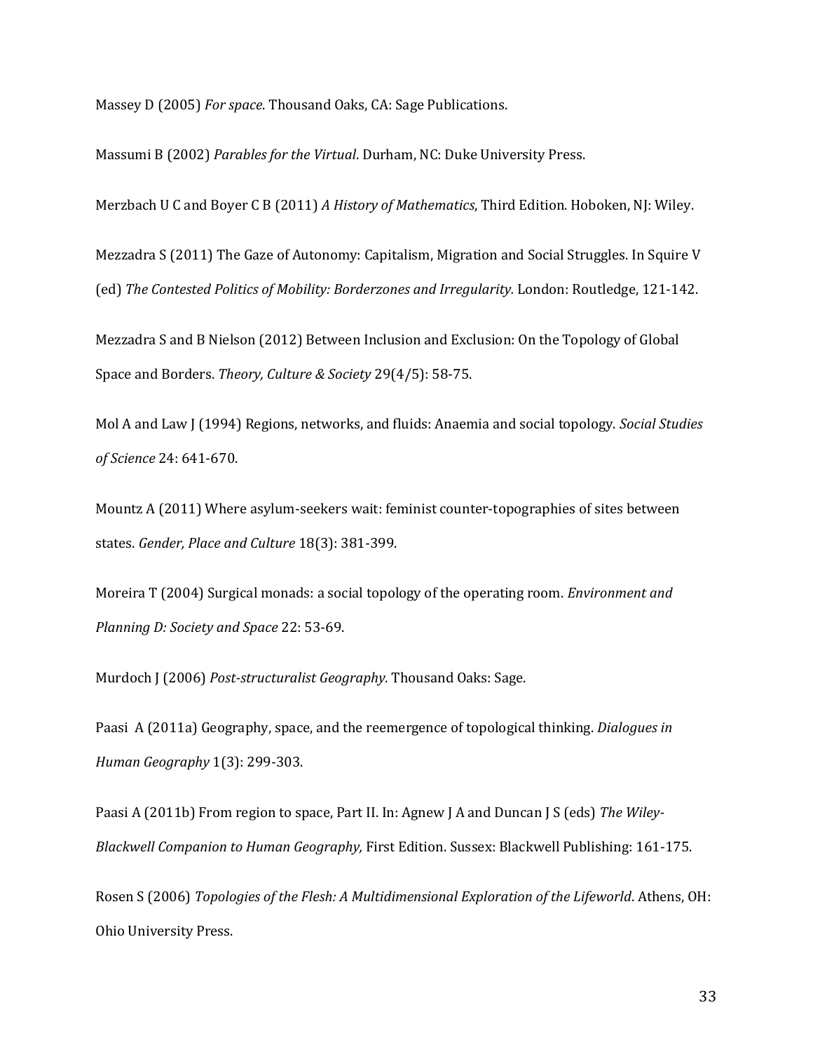Massey D (2005) *For space*. Thousand Oaks, CA: Sage Publications.

Massumi B (2002) *Parables for the Virtual*. Durham, NC: Duke University Press.

Merzbach U C and Boyer C B (2011) *A History of Mathematics*, Third Edition. Hoboken, NJ: Wiley.

Mezzadra S (2011) The Gaze of Autonomy: Capitalism, Migration and Social Struggles. In Squire V (ed) *The Contested Politics of Mobility: Borderzones and Irregularity.* London: Routledge, 121-142.

Mezzadra S and B Nielson (2012) Between Inclusion and Exclusion: On the Topology of Global Space and Borders. *Theory, Culture & Society* 29(4/5): 58-75.

Mol A and Law J (1994) Regions, networks, and fluids: Anaemia and social topology. *Social Studies of Science* 24: 641-670.

Mountz A (2011) Where asylum-seekers wait: feminist counter-topographies of sites between states. *Gender, Place and Culture* 18(3): 381-399.

Moreira T (2004) Surgical monads: a social topology of the operating room. *Environment and Planning D: Society and Space* 22: 53-69.

Murdoch J (2006) *Post-structuralist Geography*. Thousand Oaks: Sage.

Paasi A (2011a) Geography, space, and the reemergence of topological thinking. *Dialogues in Human Geography* 1(3): 299-303.

Paasi A (2011b) From region to space, Part II. In: Agnew J A and Duncan J S (eds) *The Wiley-Blackwell Companion to Human Geography,* First Edition. Sussex: Blackwell Publishing: 161-175.

Rosen S (2006) *Topologies of the Flesh: A Multidimensional Exploration of the Lifeworld*. Athens, OH: Ohio University Press.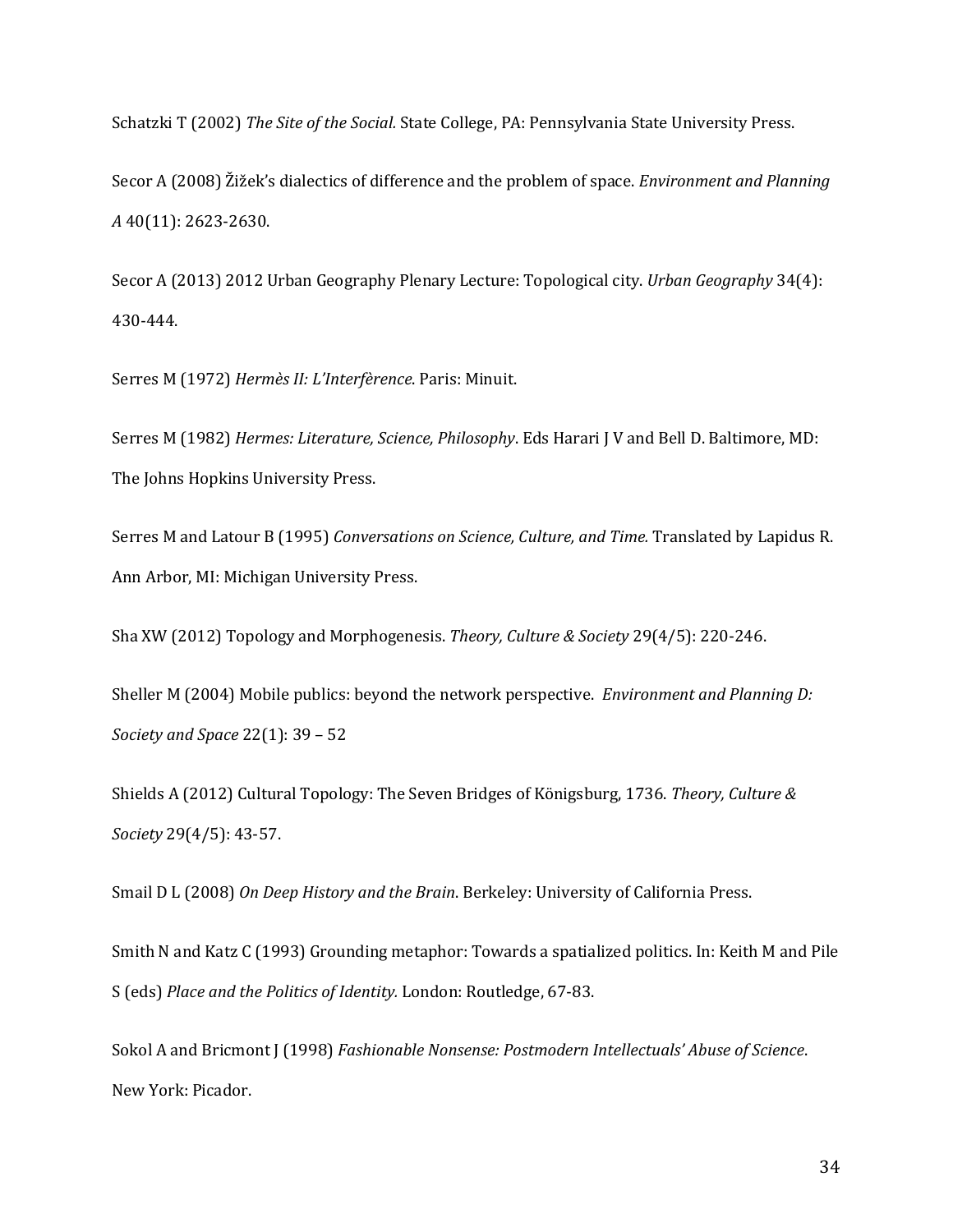Schatzki T (2002) *The Site of the Social.* State College, PA: Pennsylvania State University Press.

Secor A (2008) Žižek's dialectics of difference and the problem of space. *Environment and Planning A* 40(11): 2623-2630.

Secor A (2013) 2012 Urban Geography Plenary Lecture: Topological city. *Urban Geography* 34(4): 430-444.

Serres M (1972) *Hermès II: L'Interfèrence*. Paris: Minuit.

Serres M (1982) *Hermes: Literature, Science, Philosophy*. Eds Harari J V and Bell D. Baltimore, MD: The Johns Hopkins University Press.

Serres M and Latour B (1995) *Conversations on Science, Culture, and Time.* Translated by Lapidus R. Ann Arbor, MI: Michigan University Press.

Sha XW (2012) Topology and Morphogenesis. *Theory, Culture & Society* 29(4/5): 220-246.

Sheller M (2004) Mobile publics: beyond the network perspective. *Environment and Planning D: Society and Space* 22(1): 39 – 52

Shields A (2012) Cultural Topology: The Seven Bridges of Königsburg, 1736. *Theory, Culture & Society* 29(4/5): 43-57.

Smail D L (2008) *On Deep History and the Brain*. Berkeley: University of California Press.

Smith N and Katz C (1993) Grounding metaphor: Towards a spatialized politics. In: Keith M and Pile S (eds) *Place and the Politics of Identity.* London: Routledge, 67-83.

Sokol A and Bricmont J (1998) *Fashionable Nonsense: Postmodern Intellectuals' Abuse of Science*. New York: Picador.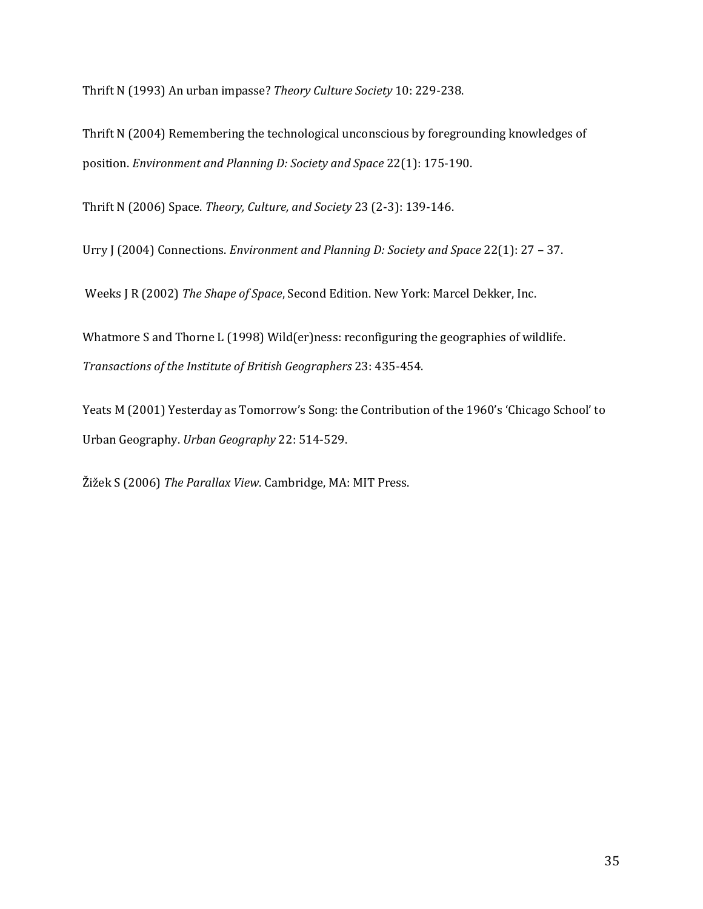Thrift N (1993) An urban impasse? *Theory Culture Society* 10: 229-238.

Thrift N (2004) Remembering the technological unconscious by foregrounding knowledges of position. *Environment and Planning D: Society and Space* 22(1): 175-190.

Thrift N (2006) Space. *Theory, Culture, and Society* 23 (2-3): 139-146.

Urry J (2004) Connections. *Environment and Planning D: Society and Space* 22(1): 27 – 37.

Weeks J R (2002) *The Shape of Space*, Second Edition. New York: Marcel Dekker, Inc.

Whatmore S and Thorne L (1998) Wild(er)ness: reconfiguring the geographies of wildlife. *Transactions of the Institute of British Geographers* 23: 435-454.

Yeats M (2001) Yesterday as Tomorrow's Song: the Contribution of the 1960's 'Chicago School' to Urban Geography. *Urban Geography* 22: 514-529.

Žižek S (2006) *The Parallax View*. Cambridge, MA: MIT Press.